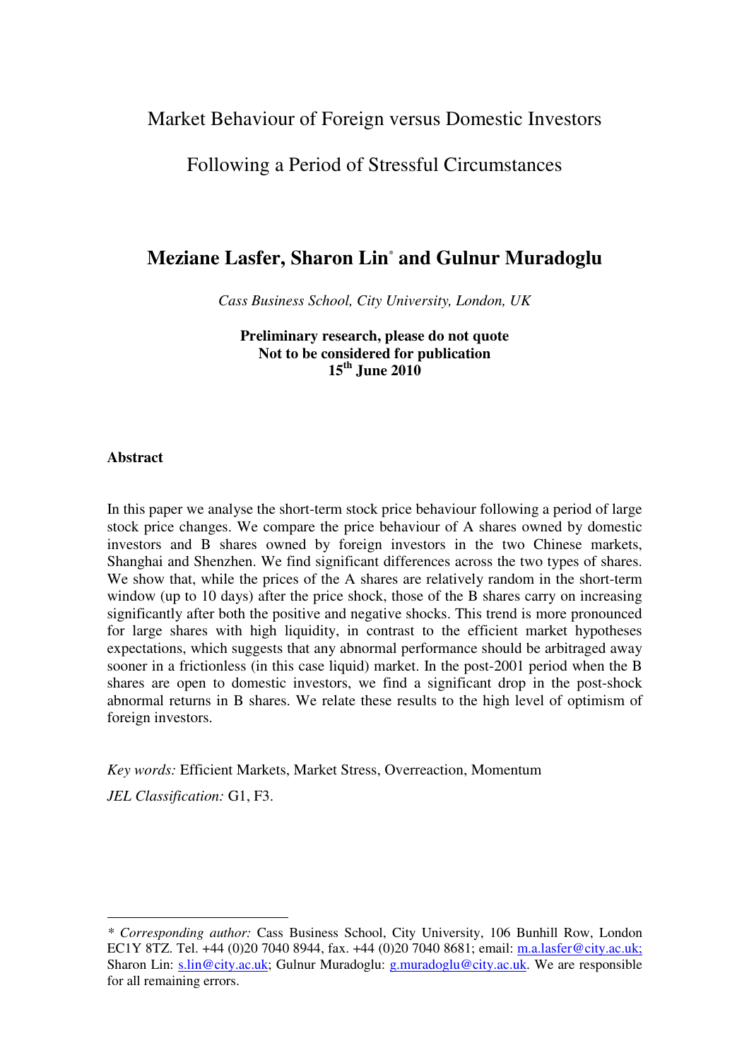# Market Behaviour of Foreign versus Domestic Investors Following a Period of Stressful Circumstances

## Meziane Lasfer, Sharon Lin* and Gulnur Muradoglu

*Cass Business School, City University, London, UK*

**Preliminary research, please do not quote**
**Not to be considered for publication**
**15th June 2010**

### Abstract

In this paper we analyse the short-term stock price behaviour following a period of large stock price changes. We compare the price behaviour of A shares owned by domestic investors and B shares owned by foreign investors in the two Chinese markets, Shanghai and Shenzhen. We find significant differences across the two types of shares. We show that, while the prices of the A shares are relatively random in the short-term window (up to 10 days) after the price shock, those of the B shares carry on increasing significantly after both the positive and negative shocks. This trend is more pronounced for large shares with high liquidity, in contrast to the efficient market hypotheses expectations, which suggests that any abnormal performance should be arbitraged away sooner in a frictionless (in this case liquid) market. In the post-2001 period when the B shares are open to domestic investors, we find a significant drop in the post-shock abnormal returns in B shares. We relate these results to the high level of optimism of foreign investors.

*Key words:* Efficient Markets, Market Stress, Overreaction, Momentum

*JEL Classification:* G1, F3.

---

\* *Corresponding author:* Cass Business School, City University, 106 Bunhill Row, London EC1Y 8TZ. Tel. +44 (0)20 7040 8944, fax. +44 (0)20 7040 8681; email: m.a.lasfer@city.ac.uk; Sharon Lin: s.lin@city.ac.uk; Gulnur Muradoglu: g.muradoglu@city.ac.uk. We are responsible for all remaining errors.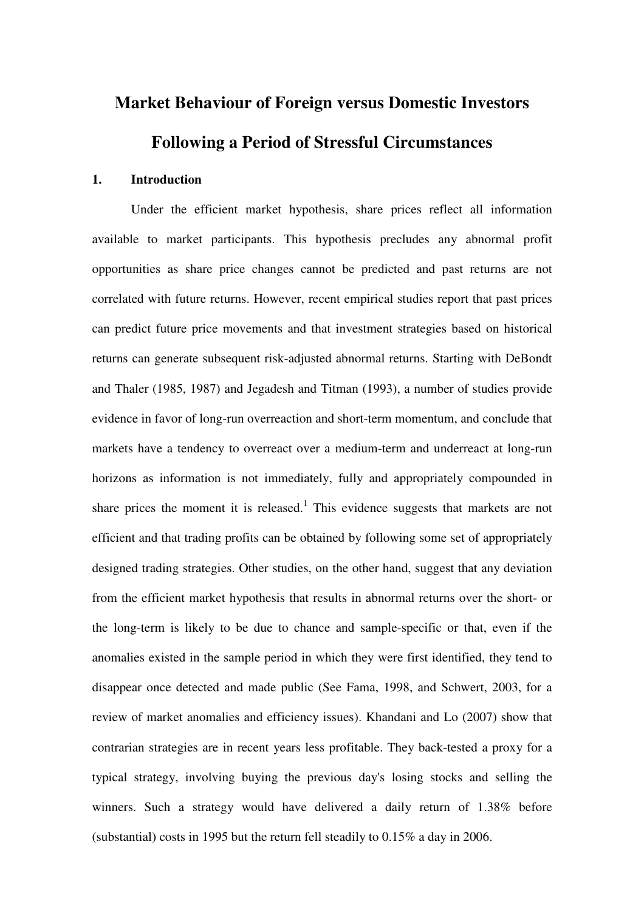# Market Behaviour of Foreign versus Domestic Investors Following a Period of Stressful Circumstances

## 1. Introduction

Under the efficient market hypothesis, share prices reflect all information available to market participants. This hypothesis precludes any abnormal profit opportunities as share price changes cannot be predicted and past returns are not correlated with future returns. However, recent empirical studies report that past prices can predict future price movements and that investment strategies based on historical returns can generate subsequent risk-adjusted abnormal returns. Starting with DeBondt and Thaler (1985, 1987) and Jegadesh and Titman (1993), a number of studies provide evidence in favor of long-run overreaction and short-term momentum, and conclude that markets have a tendency to overreact over a medium-term and underreact at long-run horizons as information is not immediately, fully and appropriately compounded in share prices the moment it is released.[1] This evidence suggests that markets are not efficient and that trading profits can be obtained by following some set of appropriately designed trading strategies. Other studies, on the other hand, suggest that any deviation from the efficient market hypothesis that results in abnormal returns over the short- or the long-term is likely to be due to chance and sample-specific or that, even if the anomalies existed in the sample period in which they were first identified, they tend to disappear once detected and made public (See Fama, 1998, and Schwert, 2003, for a review of market anomalies and efficiency issues). Khandani and Lo (2007) show that contrarian strategies are in recent years less profitable. They back-tested a proxy for a typical strategy, involving buying the previous day's losing stocks and selling the winners. Such a strategy would have delivered a daily return of 1.38% before (substantial) costs in 1995 but the return fell steadily to 0.15% a day in 2006.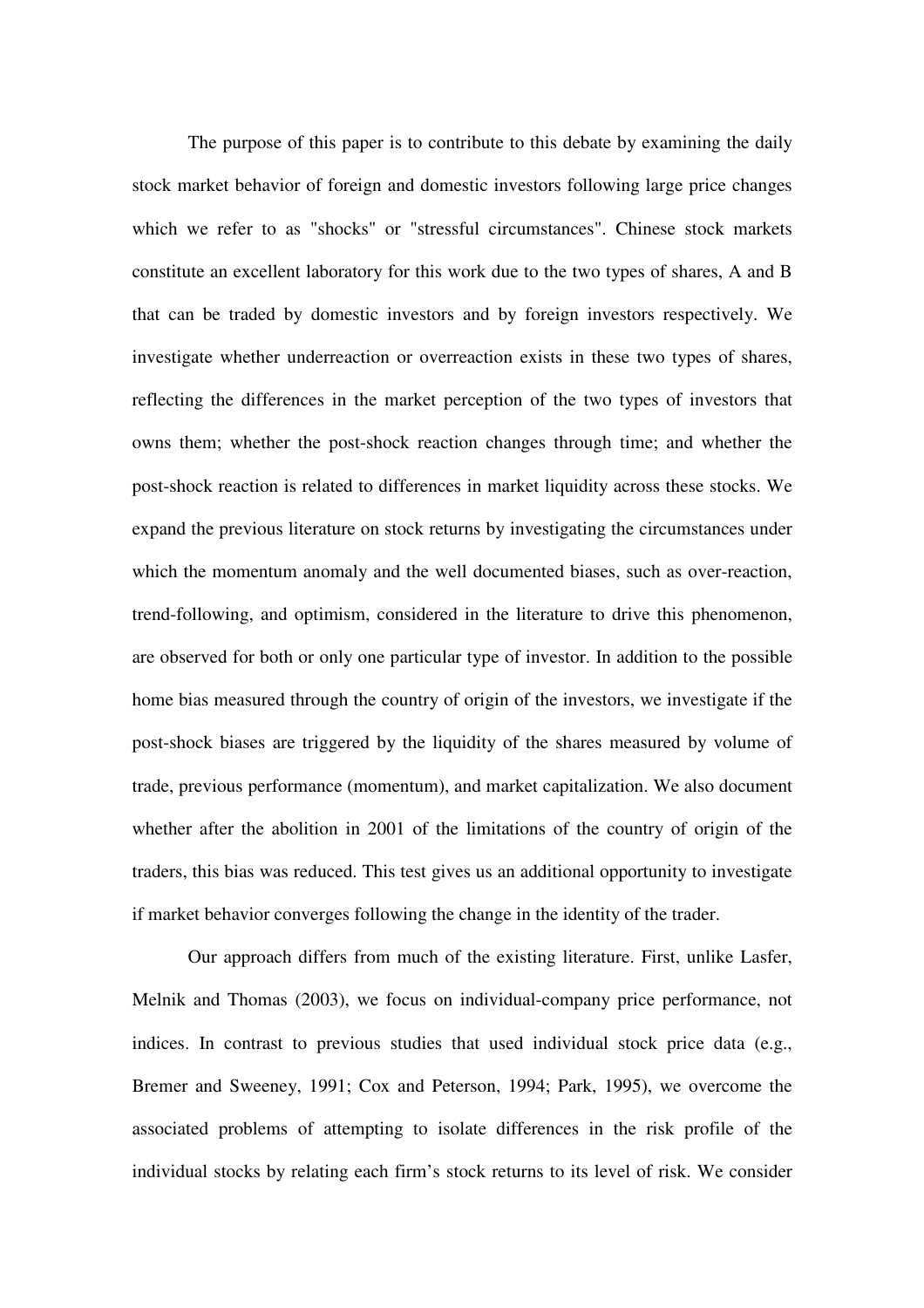The purpose of this paper is to contribute to this debate by examining the daily stock market behavior of foreign and domestic investors following large price changes which we refer to as "shocks" or "stressful circumstances". Chinese stock markets constitute an excellent laboratory for this work due to the two types of shares, A and B that can be traded by domestic investors and by foreign investors respectively. We investigate whether underreaction or overreaction exists in these two types of shares, reflecting the differences in the market perception of the two types of investors that owns them; whether the post-shock reaction changes through time; and whether the post-shock reaction is related to differences in market liquidity across these stocks. We expand the previous literature on stock returns by investigating the circumstances under which the momentum anomaly and the well documented biases, such as over-reaction, trend-following, and optimism, considered in the literature to drive this phenomenon, are observed for both or only one particular type of investor. In addition to the possible home bias measured through the country of origin of the investors, we investigate if the post-shock biases are triggered by the liquidity of the shares measured by volume of trade, previous performance (momentum), and market capitalization. We also document whether after the abolition in 2001 of the limitations of the country of origin of the traders, this bias was reduced. This test gives us an additional opportunity to investigate if market behavior converges following the change in the identity of the trader.

Our approach differs from much of the existing literature. First, unlike Lasfer, Melnik and Thomas (2003), we focus on individual-company price performance, not indices. In contrast to previous studies that used individual stock price data (e.g., Bremer and Sweeney, 1991; Cox and Peterson, 1994; Park, 1995), we overcome the associated problems of attempting to isolate differences in the risk profile of the individual stocks by relating each firm's stock returns to its level of risk. We consider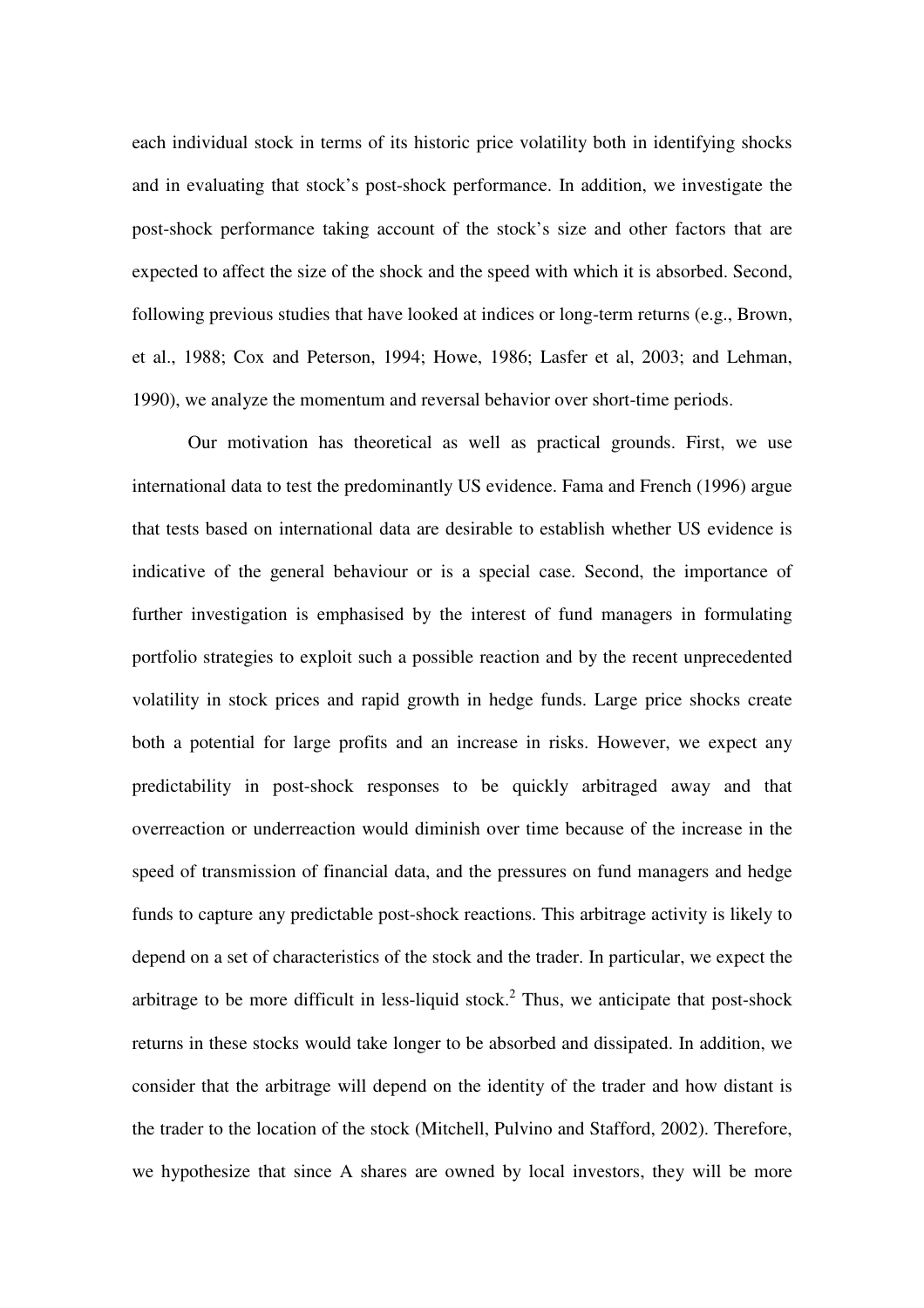each individual stock in terms of its historic price volatility both in identifying shocks and in evaluating that stock's post-shock performance. In addition, we investigate the post-shock performance taking account of the stock's size and other factors that are expected to affect the size of the shock and the speed with which it is absorbed. Second, following previous studies that have looked at indices or long-term returns (e.g., Brown, et al., 1988; Cox and Peterson, 1994; Howe, 1986; Lasfer et al, 2003; and Lehman, 1990), we analyze the momentum and reversal behavior over short-time periods.

Our motivation has theoretical as well as practical grounds. First, we use international data to test the predominantly US evidence. Fama and French (1996) argue that tests based on international data are desirable to establish whether US evidence is indicative of the general behaviour or is a special case. Second, the importance of further investigation is emphasised by the interest of fund managers in formulating portfolio strategies to exploit such a possible reaction and by the recent unprecedented volatility in stock prices and rapid growth in hedge funds. Large price shocks create both a potential for large profits and an increase in risks. However, we expect any predictability in post-shock responses to be quickly arbitraged away and that overreaction or underreaction would diminish over time because of the increase in the speed of transmission of financial data, and the pressures on fund managers and hedge funds to capture any predictable post-shock reactions. This arbitrage activity is likely to depend on a set of characteristics of the stock and the trader. In particular, we expect the arbitrage to be more difficult in less-liquid stock.[2] Thus, we anticipate that post-shock returns in these stocks would take longer to be absorbed and dissipated. In addition, we consider that the arbitrage will depend on the identity of the trader and how distant is the trader to the location of the stock (Mitchell, Pulvino and Stafford, 2002). Therefore, we hypothesize that since A shares are owned by local investors, they will be more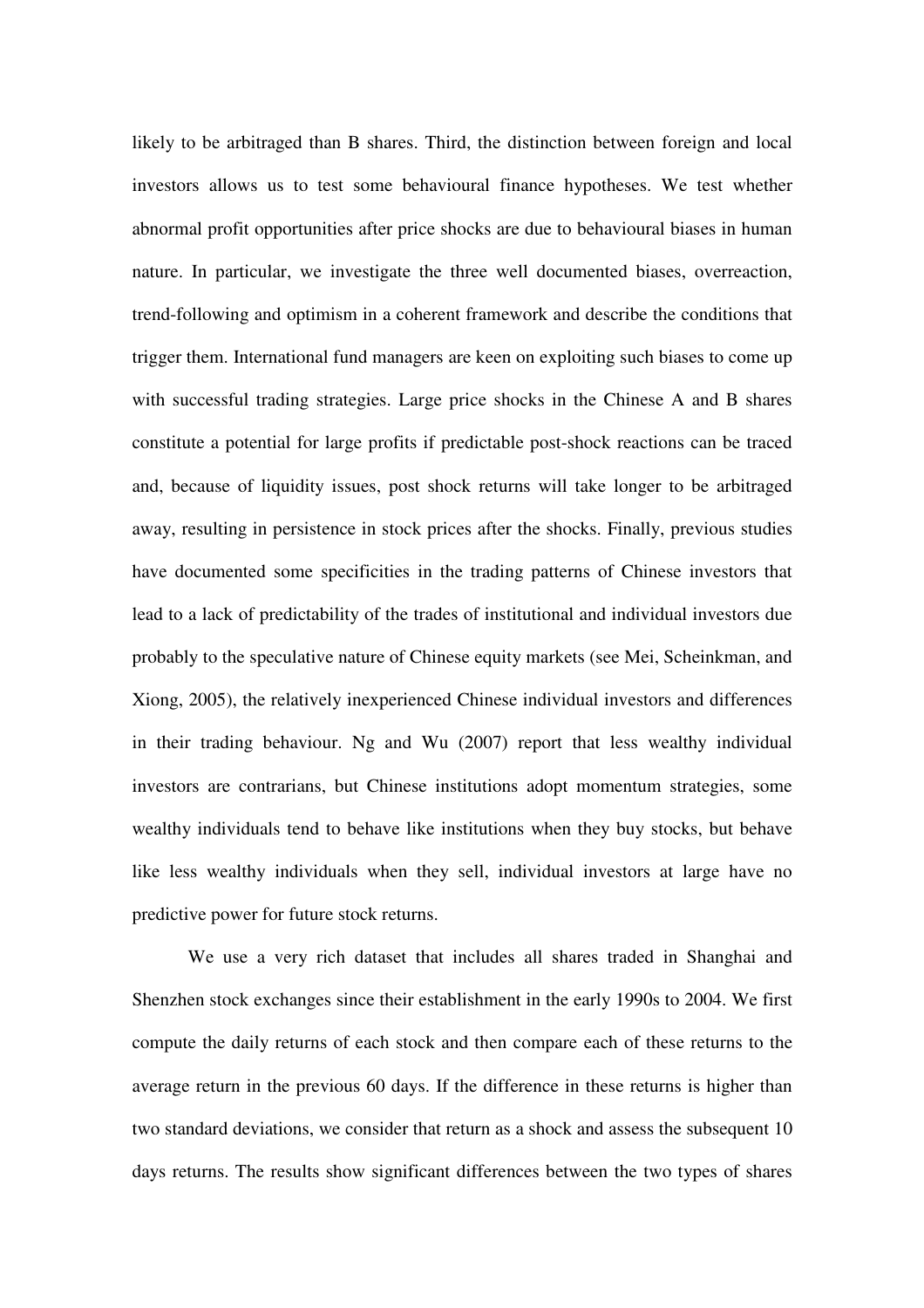likely to be arbitraged than B shares. Third, the distinction between foreign and local investors allows us to test some behavioural finance hypotheses. We test whether abnormal profit opportunities after price shocks are due to behavioural biases in human nature. In particular, we investigate the three well documented biases, overreaction, trend-following and optimism in a coherent framework and describe the conditions that trigger them. International fund managers are keen on exploiting such biases to come up with successful trading strategies. Large price shocks in the Chinese A and B shares constitute a potential for large profits if predictable post-shock reactions can be traced and, because of liquidity issues, post shock returns will take longer to be arbitraged away, resulting in persistence in stock prices after the shocks. Finally, previous studies have documented some specificities in the trading patterns of Chinese investors that lead to a lack of predictability of the trades of institutional and individual investors due probably to the speculative nature of Chinese equity markets (see Mei, Scheinkman, and Xiong, 2005), the relatively inexperienced Chinese individual investors and differences in their trading behaviour. Ng and Wu (2007) report that less wealthy individual investors are contrarians, but Chinese institutions adopt momentum strategies, some wealthy individuals tend to behave like institutions when they buy stocks, but behave like less wealthy individuals when they sell, individual investors at large have no predictive power for future stock returns.

We use a very rich dataset that includes all shares traded in Shanghai and Shenzhen stock exchanges since their establishment in the early 1990s to 2004. We first compute the daily returns of each stock and then compare each of these returns to the average return in the previous 60 days. If the difference in these returns is higher than two standard deviations, we consider that return as a shock and assess the subsequent 10 days returns. The results show significant differences between the two types of shares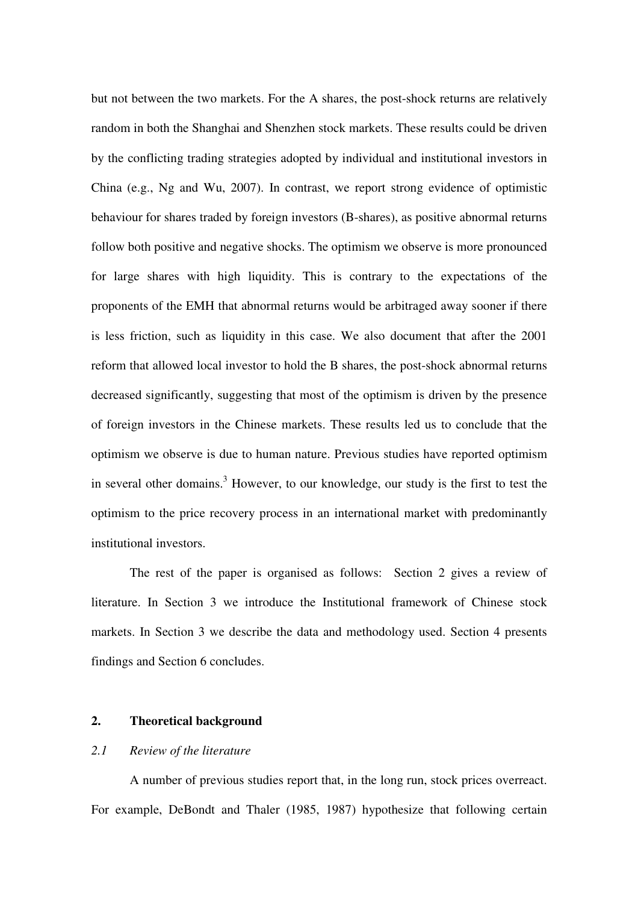but not between the two markets. For the A shares, the post-shock returns are relatively random in both the Shanghai and Shenzhen stock markets. These results could be driven by the conflicting trading strategies adopted by individual and institutional investors in China (e.g., Ng and Wu, 2007). In contrast, we report strong evidence of optimistic behaviour for shares traded by foreign investors (B-shares), as positive abnormal returns follow both positive and negative shocks. The optimism we observe is more pronounced for large shares with high liquidity. This is contrary to the expectations of the proponents of the EMH that abnormal returns would be arbitraged away sooner if there is less friction, such as liquidity in this case. We also document that after the 2001 reform that allowed local investor to hold the B shares, the post-shock abnormal returns decreased significantly, suggesting that most of the optimism is driven by the presence of foreign investors in the Chinese markets. These results led us to conclude that the optimism we observe is due to human nature. Previous studies have reported optimism in several other domains.[3] However, to our knowledge, our study is the first to test the optimism to the price recovery process in an international market with predominantly institutional investors.

The rest of the paper is organised as follows: Section 2 gives a review of literature. In Section 3 we introduce the Institutional framework of Chinese stock markets. In Section 3 we describe the data and methodology used. Section 4 presents findings and Section 6 concludes.

## 2. Theoretical background

### *2.1 Review of the literature*

A number of previous studies report that, in the long run, stock prices overreact. For example, DeBondt and Thaler (1985, 1987) hypothesize that following certain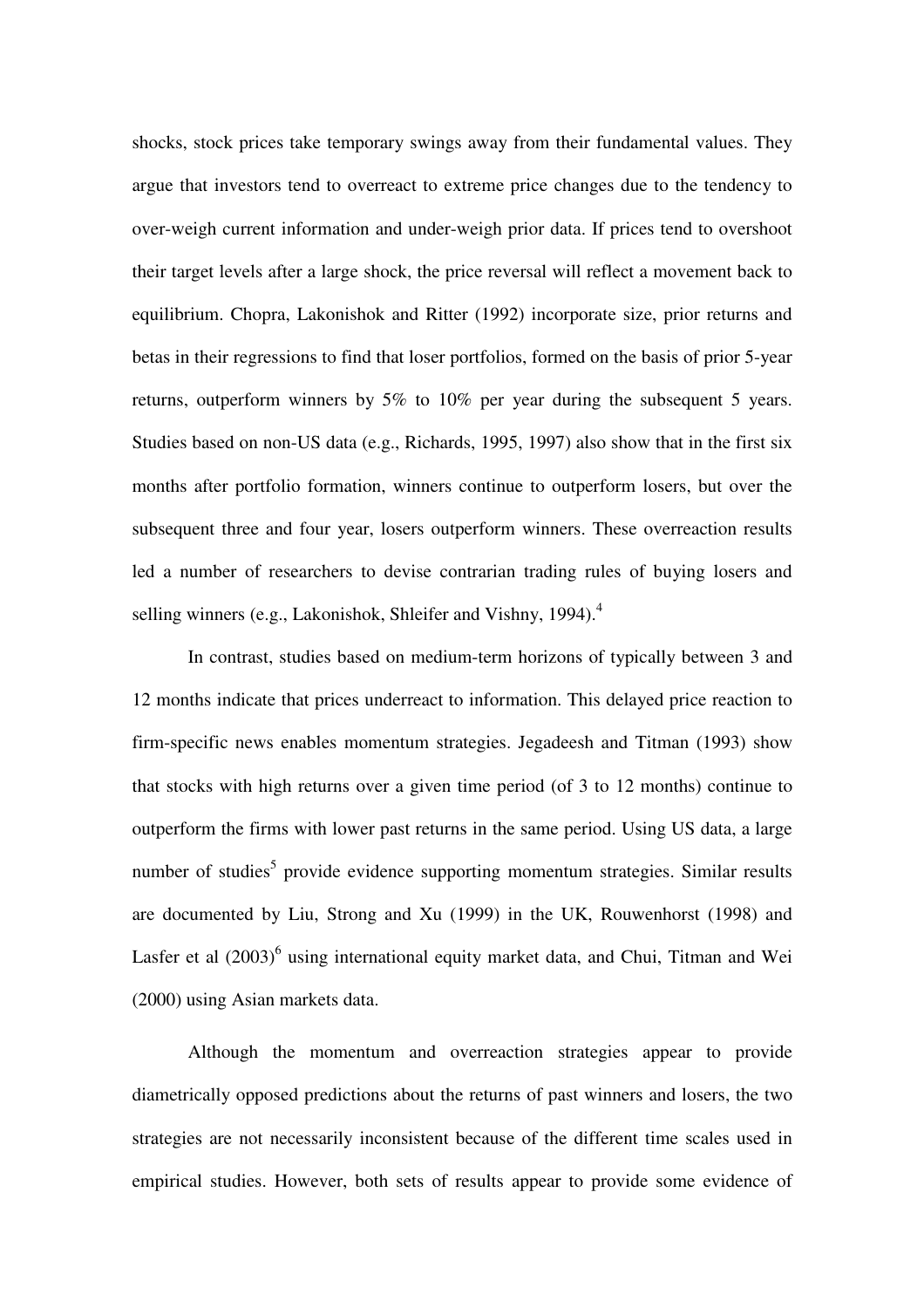shocks, stock prices take temporary swings away from their fundamental values. They argue that investors tend to overreact to extreme price changes due to the tendency to over-weigh current information and under-weigh prior data. If prices tend to overshoot their target levels after a large shock, the price reversal will reflect a movement back to equilibrium. Chopra, Lakonishok and Ritter (1992) incorporate size, prior returns and betas in their regressions to find that loser portfolios, formed on the basis of prior 5-year returns, outperform winners by 5% to 10% per year during the subsequent 5 years. Studies based on non-US data (e.g., Richards, 1995, 1997) also show that in the first six months after portfolio formation, winners continue to outperform losers, but over the subsequent three and four year, losers outperform winners. These overreaction results led a number of researchers to devise contrarian trading rules of buying losers and selling winners (e.g., Lakonishok, Shleifer and Vishny, 1994).[4]

In contrast, studies based on medium-term horizons of typically between 3 and 12 months indicate that prices underreact to information. This delayed price reaction to firm-specific news enables momentum strategies. Jegadeesh and Titman (1993) show that stocks with high returns over a given time period (of 3 to 12 months) continue to outperform the firms with lower past returns in the same period. Using US data, a large number of studies[5] provide evidence supporting momentum strategies. Similar results are documented by Liu, Strong and Xu (1999) in the UK, Rouwenhorst (1998) and Lasfer et al (2003)[6] using international equity market data, and Chui, Titman and Wei (2000) using Asian markets data.

Although the momentum and overreaction strategies appear to provide diametrically opposed predictions about the returns of past winners and losers, the two strategies are not necessarily inconsistent because of the different time scales used in empirical studies. However, both sets of results appear to provide some evidence of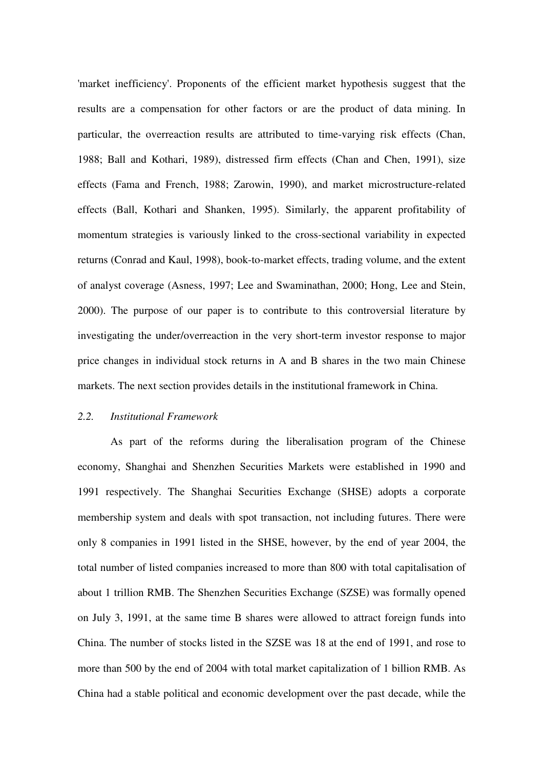'market inefficiency'. Proponents of the efficient market hypothesis suggest that the results are a compensation for other factors or are the product of data mining. In particular, the overreaction results are attributed to time-varying risk effects (Chan, 1988; Ball and Kothari, 1989), distressed firm effects (Chan and Chen, 1991), size effects (Fama and French, 1988; Zarowin, 1990), and market microstructure-related effects (Ball, Kothari and Shanken, 1995). Similarly, the apparent profitability of momentum strategies is variously linked to the cross-sectional variability in expected returns (Conrad and Kaul, 1998), book-to-market effects, trading volume, and the extent of analyst coverage (Asness, 1997; Lee and Swaminathan, 2000; Hong, Lee and Stein, 2000). The purpose of our paper is to contribute to this controversial literature by investigating the under/overreaction in the very short-term investor response to major price changes in individual stock returns in A and B shares in the two main Chinese markets. The next section provides details in the institutional framework in China.

### *2.2. Institutional Framework*

As part of the reforms during the liberalisation program of the Chinese economy, Shanghai and Shenzhen Securities Markets were established in 1990 and 1991 respectively. The Shanghai Securities Exchange (SHSE) adopts a corporate membership system and deals with spot transaction, not including futures. There were only 8 companies in 1991 listed in the SHSE, however, by the end of year 2004, the total number of listed companies increased to more than 800 with total capitalisation of about 1 trillion RMB. The Shenzhen Securities Exchange (SZSE) was formally opened on July 3, 1991, at the same time B shares were allowed to attract foreign funds into China. The number of stocks listed in the SZSE was 18 at the end of 1991, and rose to more than 500 by the end of 2004 with total market capitalization of 1 billion RMB. As China had a stable political and economic development over the past decade, while the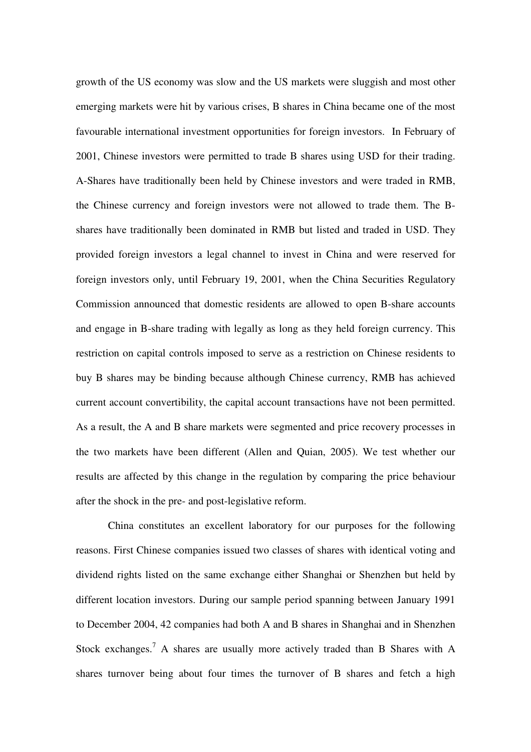growth of the US economy was slow and the US markets were sluggish and most other emerging markets were hit by various crises, B shares in China became one of the most favourable international investment opportunities for foreign investors. In February of 2001, Chinese investors were permitted to trade B shares using USD for their trading. A-Shares have traditionally been held by Chinese investors and were traded in RMB, the Chinese currency and foreign investors were not allowed to trade them. The B-shares have traditionally been dominated in RMB but listed and traded in USD. They provided foreign investors a legal channel to invest in China and were reserved for foreign investors only, until February 19, 2001, when the China Securities Regulatory Commission announced that domestic residents are allowed to open B-share accounts and engage in B-share trading with legally as long as they held foreign currency. This restriction on capital controls imposed to serve as a restriction on Chinese residents to buy B shares may be binding because although Chinese currency, RMB has achieved current account convertibility, the capital account transactions have not been permitted. As a result, the A and B share markets were segmented and price recovery processes in the two markets have been different (Allen and Quian, 2005). We test whether our results are affected by this change in the regulation by comparing the price behaviour after the shock in the pre- and post-legislative reform.

China constitutes an excellent laboratory for our purposes for the following reasons. First Chinese companies issued two classes of shares with identical voting and dividend rights listed on the same exchange either Shanghai or Shenzhen but held by different location investors. During our sample period spanning between January 1991 to December 2004, 42 companies had both A and B shares in Shanghai and in Shenzhen Stock exchanges.[7] A shares are usually more actively traded than B Shares with A shares turnover being about four times the turnover of B shares and fetch a high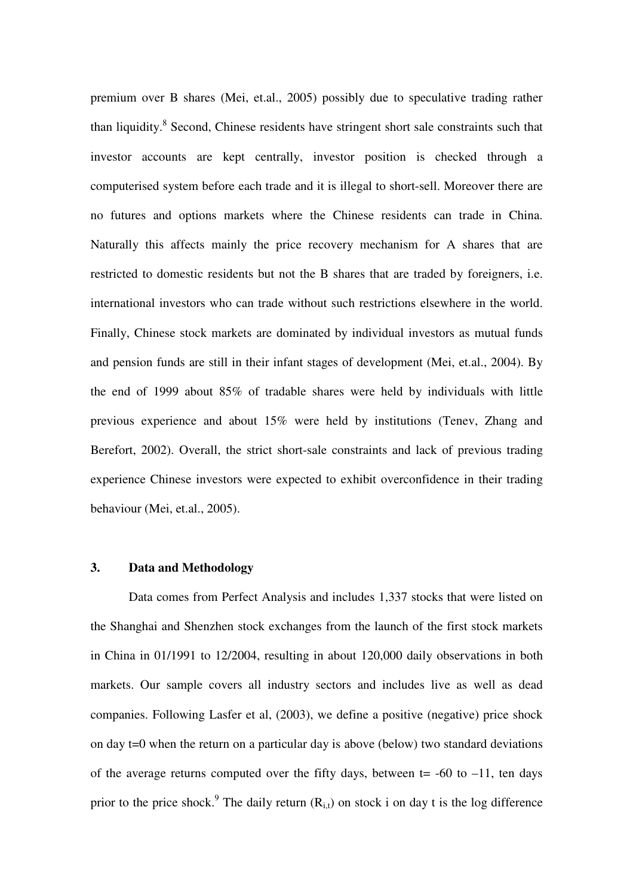premium over B shares (Mei, et.al., 2005) possibly due to speculative trading rather than liquidity.[8] Second, Chinese residents have stringent short sale constraints such that investor accounts are kept centrally, investor position is checked through a computerised system before each trade and it is illegal to short-sell. Moreover there are no futures and options markets where the Chinese residents can trade in China. Naturally this affects mainly the price recovery mechanism for A shares that are restricted to domestic residents but not the B shares that are traded by foreigners, i.e. international investors who can trade without such restrictions elsewhere in the world. Finally, Chinese stock markets are dominated by individual investors as mutual funds and pension funds are still in their infant stages of development (Mei, et.al., 2004). By the end of 1999 about 85% of tradable shares were held by individuals with little previous experience and about 15% were held by institutions (Tenev, Zhang and Berefort, 2002). Overall, the strict short-sale constraints and lack of previous trading experience Chinese investors were expected to exhibit overconfidence in their trading behaviour (Mei, et.al., 2005).

## 3. Data and Methodology

Data comes from Perfect Analysis and includes 1,337 stocks that were listed on the Shanghai and Shenzhen stock exchanges from the launch of the first stock markets in China in 01/1991 to 12/2004, resulting in about 120,000 daily observations in both markets. Our sample covers all industry sectors and includes live as well as dead companies. Following Lasfer et al, (2003), we define a positive (negative) price shock on day t=0 when the return on a particular day is above (below) two standard deviations of the average returns computed over the fifty days, between t= -60 to –11, ten days prior to the price shock.[9] The daily return ($R_{i,t}$) on stock i on day t is the log difference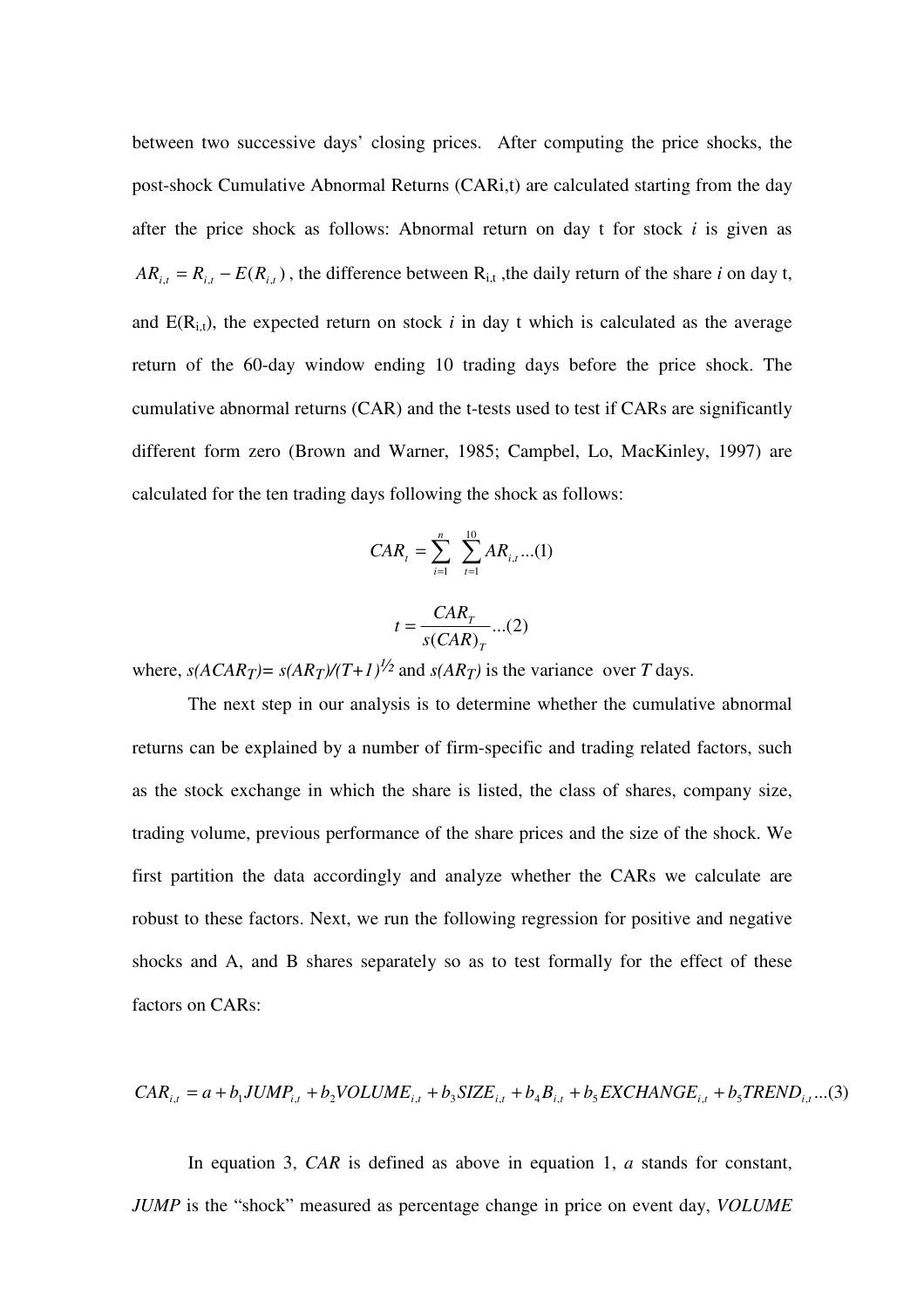between two successive days' closing prices. After computing the price shocks, the post-shock Cumulative Abnormal Returns ($CAR_{i,t}$) are calculated starting from the day after the price shock as follows: Abnormal return on day t for stock *i* is given as $AR_{i,t} = R_{i,t} - E(R_{i,t})$, the difference between $R_{i,t}$ ,the daily return of the share *i* on day t, and $E(R_{i,t})$, the expected return on stock *i* in day t which is calculated as the average return of the 60-day window ending 10 trading days before the price shock. The cumulative abnormal returns (CAR) and the t-tests used to test if CARs are significantly different form zero (Brown and Warner, 1985; Campbel, Lo, MacKinley, 1997) are calculated for the ten trading days following the shock as follows:

$$CAR_t = \sum_{i=1}^{n} \sum_{t=1}^{10} AR_{i,t} \text{...(1)}$$

$$t = \frac{CAR_T}{s(CAR)_T} \text{...(2)}$$

where, $s(ACAR_T) = s(AR_T)/(T+1)^{1/2}$ and $s(AR_T)$ is the variance over *T* days.

The next step in our analysis is to determine whether the cumulative abnormal returns can be explained by a number of firm-specific and trading related factors, such as the stock exchange in which the share is listed, the class of shares, company size, trading volume, previous performance of the share prices and the size of the shock. We first partition the data accordingly and analyze whether the CARs we calculate are robust to these factors. Next, we run the following regression for positive and negative shocks and A, and B shares separately so as to test formally for the effect of these factors on CARs:

$$CAR_{i,t} = a + b_1 JUMP_{i,t} + b_2 VOLUME_{i,t} + b_3 SIZE_{i,t} + b_4 B_{i,t} + b_5 EXCHANGE_{i,t} + b_5 TREND_{i,t} \text{...(3)}$$

In equation 3, *CAR* is defined as above in equation 1, *a* stands for constant, *JUMP* is the "shock" measured as percentage change in price on event day, *VOLUME*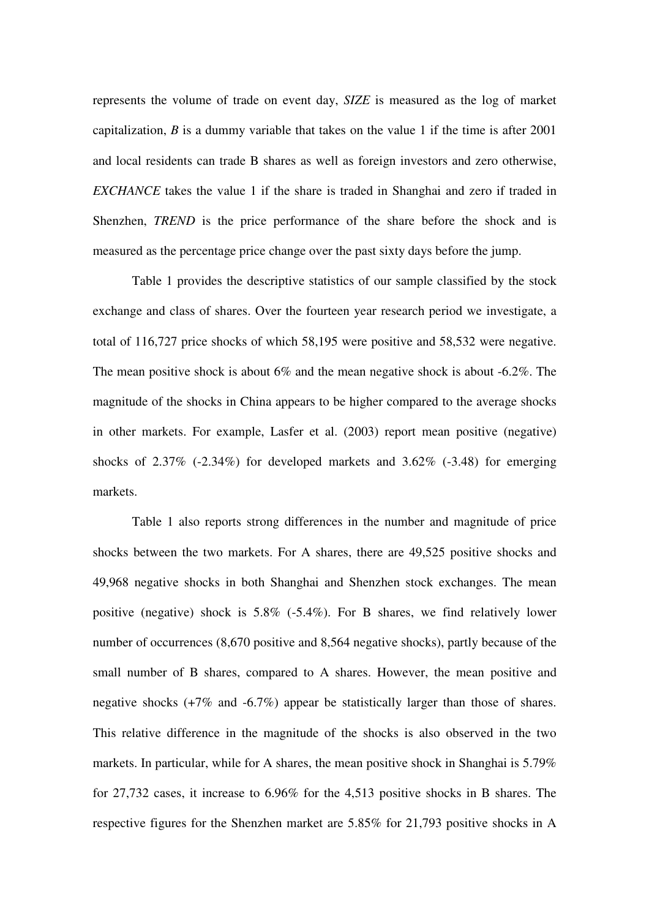represents the volume of trade on event day, *SIZE* is measured as the log of market capitalization, *B* is a dummy variable that takes on the value 1 if the time is after 2001 and local residents can trade B shares as well as foreign investors and zero otherwise, *EXCHANCE* takes the value 1 if the share is traded in Shanghai and zero if traded in Shenzhen, *TREND* is the price performance of the share before the shock and is measured as the percentage price change over the past sixty days before the jump.

Table 1 provides the descriptive statistics of our sample classified by the stock exchange and class of shares. Over the fourteen year research period we investigate, a total of 116,727 price shocks of which 58,195 were positive and 58,532 were negative. The mean positive shock is about 6% and the mean negative shock is about -6.2%. The magnitude of the shocks in China appears to be higher compared to the average shocks in other markets. For example, Lasfer et al. (2003) report mean positive (negative) shocks of 2.37% (-2.34%) for developed markets and 3.62% (-3.48) for emerging markets.

Table 1 also reports strong differences in the number and magnitude of price shocks between the two markets. For A shares, there are 49,525 positive shocks and 49,968 negative shocks in both Shanghai and Shenzhen stock exchanges. The mean positive (negative) shock is 5.8% (-5.4%). For B shares, we find relatively lower number of occurrences (8,670 positive and 8,564 negative shocks), partly because of the small number of B shares, compared to A shares. However, the mean positive and negative shocks (+7% and -6.7%) appear be statistically larger than those of shares. This relative difference in the magnitude of the shocks is also observed in the two markets. In particular, while for A shares, the mean positive shock in Shanghai is 5.79% for 27,732 cases, it increase to 6.96% for the 4,513 positive shocks in B shares. The respective figures for the Shenzhen market are 5.85% for 21,793 positive shocks in A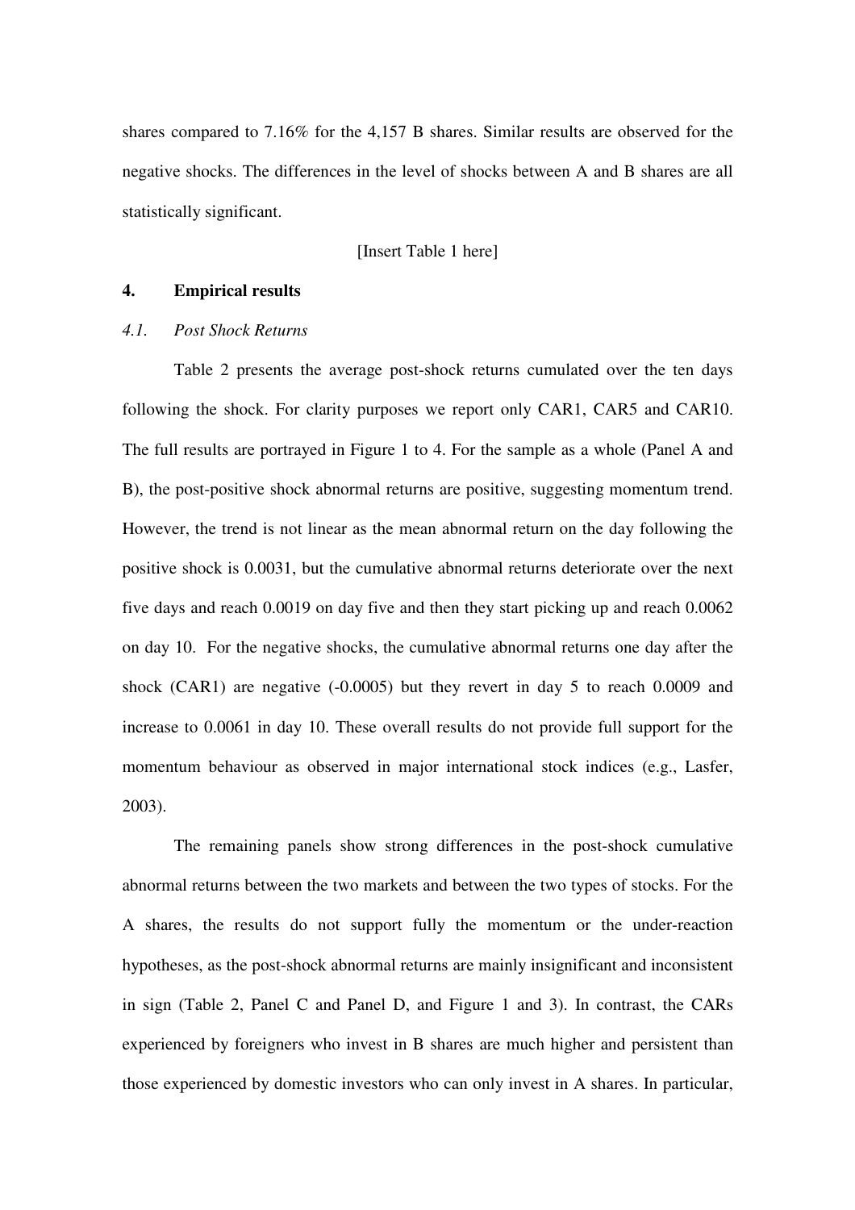shares compared to 7.16% for the 4,157 B shares. Similar results are observed for the negative shocks. The differences in the level of shocks between A and B shares are all statistically significant.

[Insert Table 1 here]

## 4. Empirical results

### *4.1. Post Shock Returns*

Table 2 presents the average post-shock returns cumulated over the ten days following the shock. For clarity purposes we report only CAR1, CAR5 and CAR10. The full results are portrayed in Figure 1 to 4. For the sample as a whole (Panel A and B), the post-positive shock abnormal returns are positive, suggesting momentum trend. However, the trend is not linear as the mean abnormal return on the day following the positive shock is 0.0031, but the cumulative abnormal returns deteriorate over the next five days and reach 0.0019 on day five and then they start picking up and reach 0.0062 on day 10. For the negative shocks, the cumulative abnormal returns one day after the shock (CAR1) are negative (-0.0005) but they revert in day 5 to reach 0.0009 and increase to 0.0061 in day 10. These overall results do not provide full support for the momentum behaviour as observed in major international stock indices (e.g., Lasfer, 2003).

The remaining panels show strong differences in the post-shock cumulative abnormal returns between the two markets and between the two types of stocks. For the A shares, the results do not support fully the momentum or the under-reaction hypotheses, as the post-shock abnormal returns are mainly insignificant and inconsistent in sign (Table 2, Panel C and Panel D, and Figure 1 and 3). In contrast, the CARs experienced by foreigners who invest in B shares are much higher and persistent than those experienced by domestic investors who can only invest in A shares. In particular,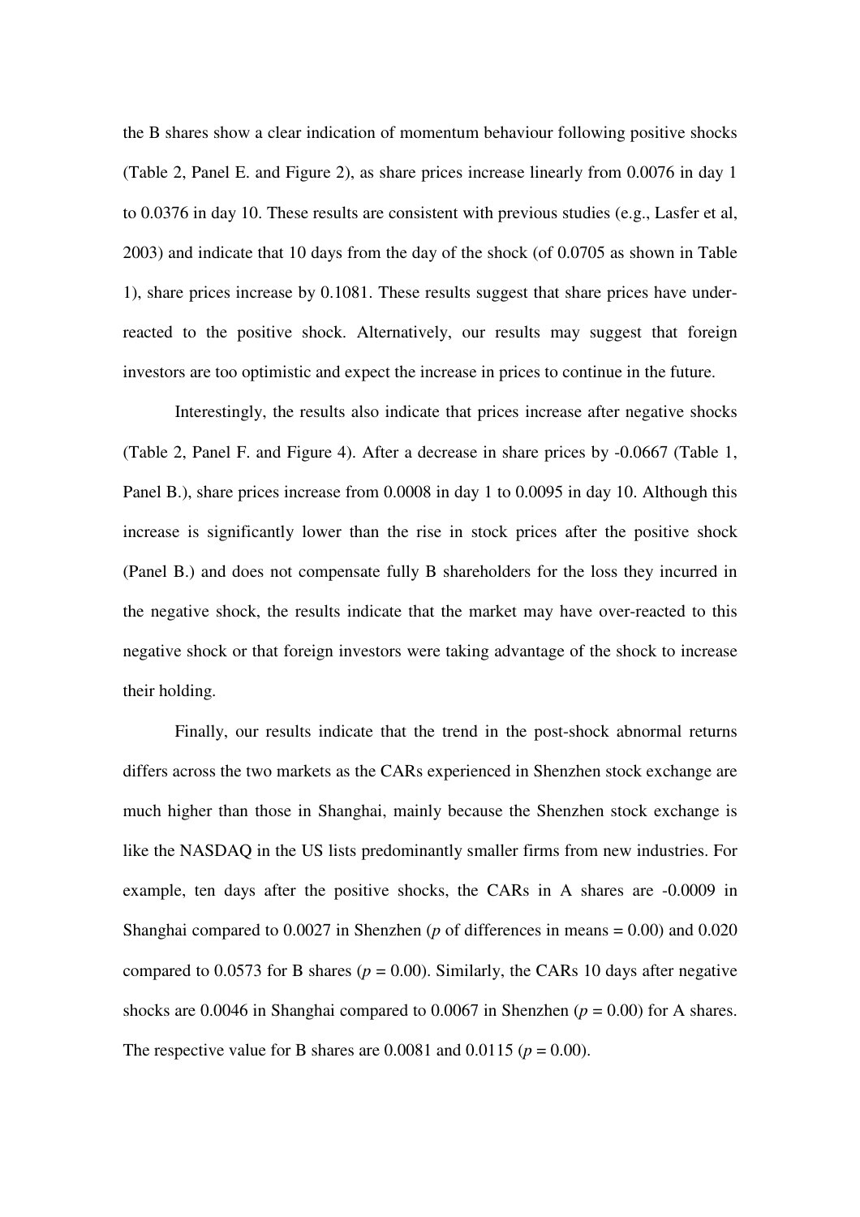the B shares show a clear indication of momentum behaviour following positive shocks (Table 2, Panel E. and Figure 2), as share prices increase linearly from 0.0076 in day 1 to 0.0376 in day 10. These results are consistent with previous studies (e.g., Lasfer et al, 2003) and indicate that 10 days from the day of the shock (of 0.0705 as shown in Table 1), share prices increase by 0.1081. These results suggest that share prices have under-reacted to the positive shock. Alternatively, our results may suggest that foreign investors are too optimistic and expect the increase in prices to continue in the future.

Interestingly, the results also indicate that prices increase after negative shocks (Table 2, Panel F. and Figure 4). After a decrease in share prices by -0.0667 (Table 1, Panel B.), share prices increase from 0.0008 in day 1 to 0.0095 in day 10. Although this increase is significantly lower than the rise in stock prices after the positive shock (Panel B.) and does not compensate fully B shareholders for the loss they incurred in the negative shock, the results indicate that the market may have over-reacted to this negative shock or that foreign investors were taking advantage of the shock to increase their holding.

Finally, our results indicate that the trend in the post-shock abnormal returns differs across the two markets as the CARs experienced in Shenzhen stock exchange are much higher than those in Shanghai, mainly because the Shenzhen stock exchange is like the NASDAQ in the US lists predominantly smaller firms from new industries. For example, ten days after the positive shocks, the CARs in A shares are -0.0009 in Shanghai compared to 0.0027 in Shenzhen (*p* of differences in means = 0.00) and 0.020 compared to 0.0573 for B shares ($p = 0.00$). Similarly, the CARs 10 days after negative shocks are 0.0046 in Shanghai compared to 0.0067 in Shenzhen ($p = 0.00$) for A shares. The respective value for B shares are 0.0081 and 0.0115 ($p = 0.00$).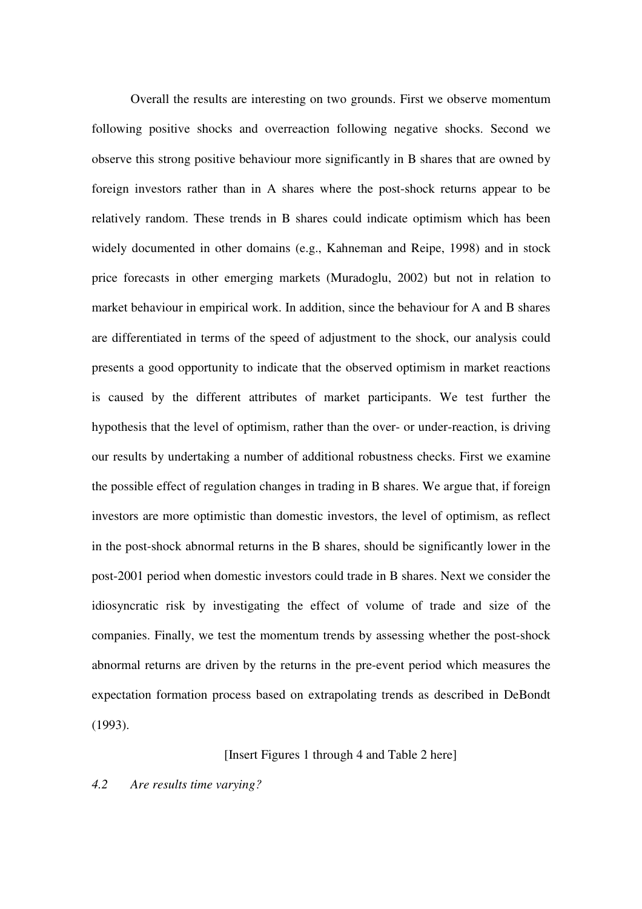Overall the results are interesting on two grounds. First we observe momentum following positive shocks and overreaction following negative shocks. Second we observe this strong positive behaviour more significantly in B shares that are owned by foreign investors rather than in A shares where the post-shock returns appear to be relatively random. These trends in B shares could indicate optimism which has been widely documented in other domains (e.g., Kahneman and Reipe, 1998) and in stock price forecasts in other emerging markets (Muradoglu, 2002) but not in relation to market behaviour in empirical work. In addition, since the behaviour for A and B shares are differentiated in terms of the speed of adjustment to the shock, our analysis could presents a good opportunity to indicate that the observed optimism in market reactions is caused by the different attributes of market participants. We test further the hypothesis that the level of optimism, rather than the over- or under-reaction, is driving our results by undertaking a number of additional robustness checks. First we examine the possible effect of regulation changes in trading in B shares. We argue that, if foreign investors are more optimistic than domestic investors, the level of optimism, as reflect in the post-shock abnormal returns in the B shares, should be significantly lower in the post-2001 period when domestic investors could trade in B shares. Next we consider the idiosyncratic risk by investigating the effect of volume of trade and size of the companies. Finally, we test the momentum trends by assessing whether the post-shock abnormal returns are driven by the returns in the pre-event period which measures the expectation formation process based on extrapolating trends as described in DeBondt (1993).

[Insert Figures 1 through 4 and Table 2 here]

### *4.2 Are results time varying?*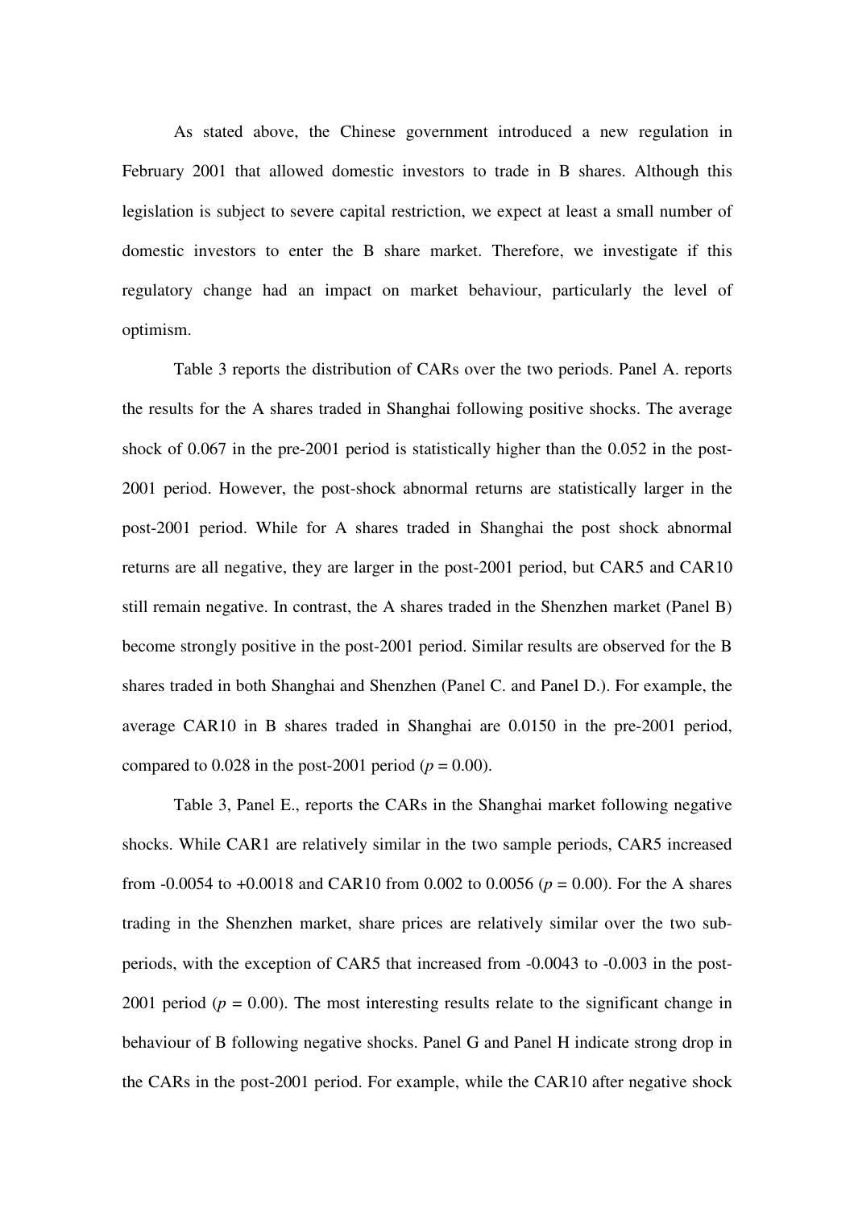As stated above, the Chinese government introduced a new regulation in February 2001 that allowed domestic investors to trade in B shares. Although this legislation is subject to severe capital restriction, we expect at least a small number of domestic investors to enter the B share market. Therefore, we investigate if this regulatory change had an impact on market behaviour, particularly the level of optimism.

Table 3 reports the distribution of CARs over the two periods. Panel A. reports the results for the A shares traded in Shanghai following positive shocks. The average shock of 0.067 in the pre-2001 period is statistically higher than the 0.052 in the post-2001 period. However, the post-shock abnormal returns are statistically larger in the post-2001 period. While for A shares traded in Shanghai the post shock abnormal returns are all negative, they are larger in the post-2001 period, but CAR5 and CAR10 still remain negative. In contrast, the A shares traded in the Shenzhen market (Panel B) become strongly positive in the post-2001 period. Similar results are observed for the B shares traded in both Shanghai and Shenzhen (Panel C. and Panel D.). For example, the average CAR10 in B shares traded in Shanghai are 0.0150 in the pre-2001 period, compared to 0.028 in the post-2001 period ($p = 0.00$).

Table 3, Panel E., reports the CARs in the Shanghai market following negative shocks. While CAR1 are relatively similar in the two sample periods, CAR5 increased from -0.0054 to +0.0018 and CAR10 from 0.002 to 0.0056 ($p = 0.00$). For the A shares trading in the Shenzhen market, share prices are relatively similar over the two sub-periods, with the exception of CAR5 that increased from -0.0043 to -0.003 in the post-2001 period ($p = 0.00$). The most interesting results relate to the significant change in behaviour of B following negative shocks. Panel G and Panel H indicate strong drop in the CARs in the post-2001 period. For example, while the CAR10 after negative shock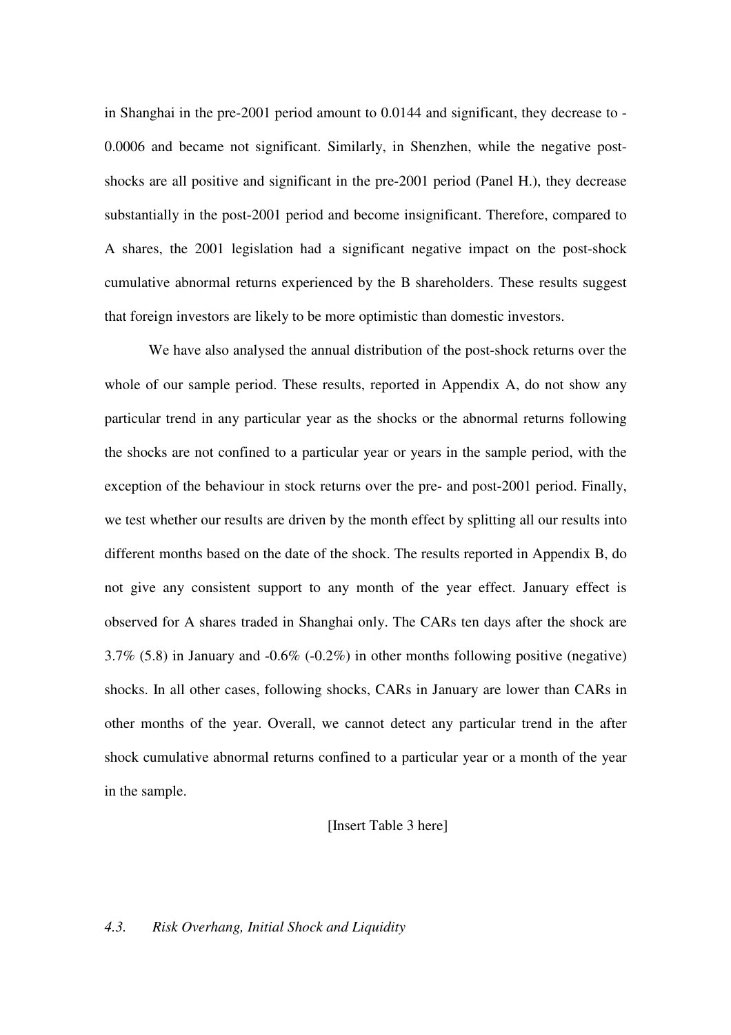in Shanghai in the pre-2001 period amount to 0.0144 and significant, they decrease to -0.0006 and became not significant. Similarly, in Shenzhen, while the negative post-shocks are all positive and significant in the pre-2001 period (Panel H.), they decrease substantially in the post-2001 period and become insignificant. Therefore, compared to A shares, the 2001 legislation had a significant negative impact on the post-shock cumulative abnormal returns experienced by the B shareholders. These results suggest that foreign investors are likely to be more optimistic than domestic investors.

We have also analysed the annual distribution of the post-shock returns over the whole of our sample period. These results, reported in Appendix A, do not show any particular trend in any particular year as the shocks or the abnormal returns following the shocks are not confined to a particular year or years in the sample period, with the exception of the behaviour in stock returns over the pre- and post-2001 period. Finally, we test whether our results are driven by the month effect by splitting all our results into different months based on the date of the shock. The results reported in Appendix B, do not give any consistent support to any month of the year effect. January effect is observed for A shares traded in Shanghai only. The CARs ten days after the shock are 3.7% (5.8) in January and -0.6% (-0.2%) in other months following positive (negative) shocks. In all other cases, following shocks, CARs in January are lower than CARs in other months of the year. Overall, we cannot detect any particular trend in the after shock cumulative abnormal returns confined to a particular year or a month of the year in the sample.

[Insert Table 3 here]

### *4.3. Risk Overhang, Initial Shock and Liquidity*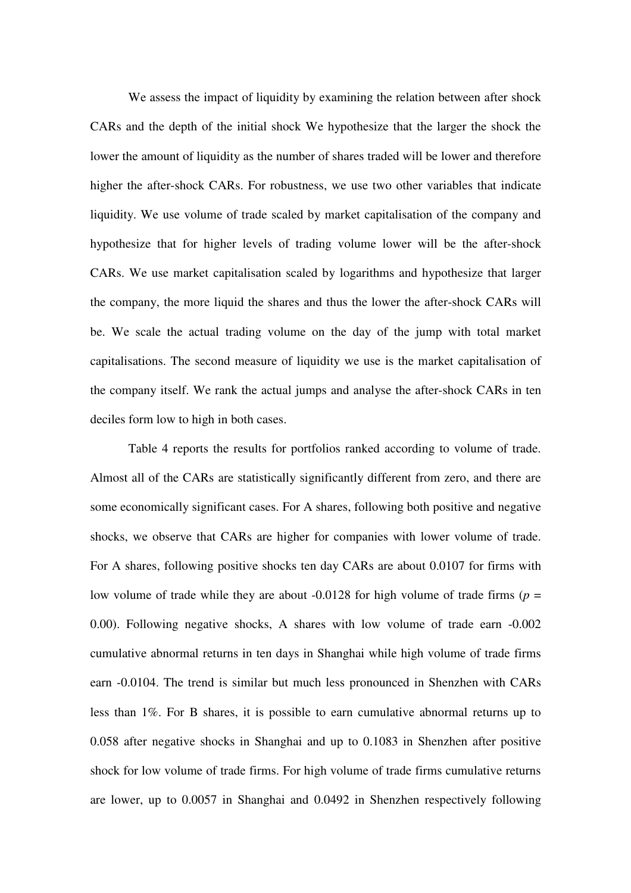We assess the impact of liquidity by examining the relation between after shock CARs and the depth of the initial shock We hypothesize that the larger the shock the lower the amount of liquidity as the number of shares traded will be lower and therefore higher the after-shock CARs. For robustness, we use two other variables that indicate liquidity. We use volume of trade scaled by market capitalisation of the company and hypothesize that for higher levels of trading volume lower will be the after-shock CARs. We use market capitalisation scaled by logarithms and hypothesize that larger the company, the more liquid the shares and thus the lower the after-shock CARs will be. We scale the actual trading volume on the day of the jump with total market capitalisations. The second measure of liquidity we use is the market capitalisation of the company itself. We rank the actual jumps and analyse the after-shock CARs in ten deciles form low to high in both cases.

Table 4 reports the results for portfolios ranked according to volume of trade. Almost all of the CARs are statistically significantly different from zero, and there are some economically significant cases. For A shares, following both positive and negative shocks, we observe that CARs are higher for companies with lower volume of trade. For A shares, following positive shocks ten day CARs are about 0.0107 for firms with low volume of trade while they are about -0.0128 for high volume of trade firms ($p$ = 0.00). Following negative shocks, A shares with low volume of trade earn -0.002 cumulative abnormal returns in ten days in Shanghai while high volume of trade firms earn -0.0104. The trend is similar but much less pronounced in Shenzhen with CARs less than 1%. For B shares, it is possible to earn cumulative abnormal returns up to 0.058 after negative shocks in Shanghai and up to 0.1083 in Shenzhen after positive shock for low volume of trade firms. For high volume of trade firms cumulative returns are lower, up to 0.0057 in Shanghai and 0.0492 in Shenzhen respectively following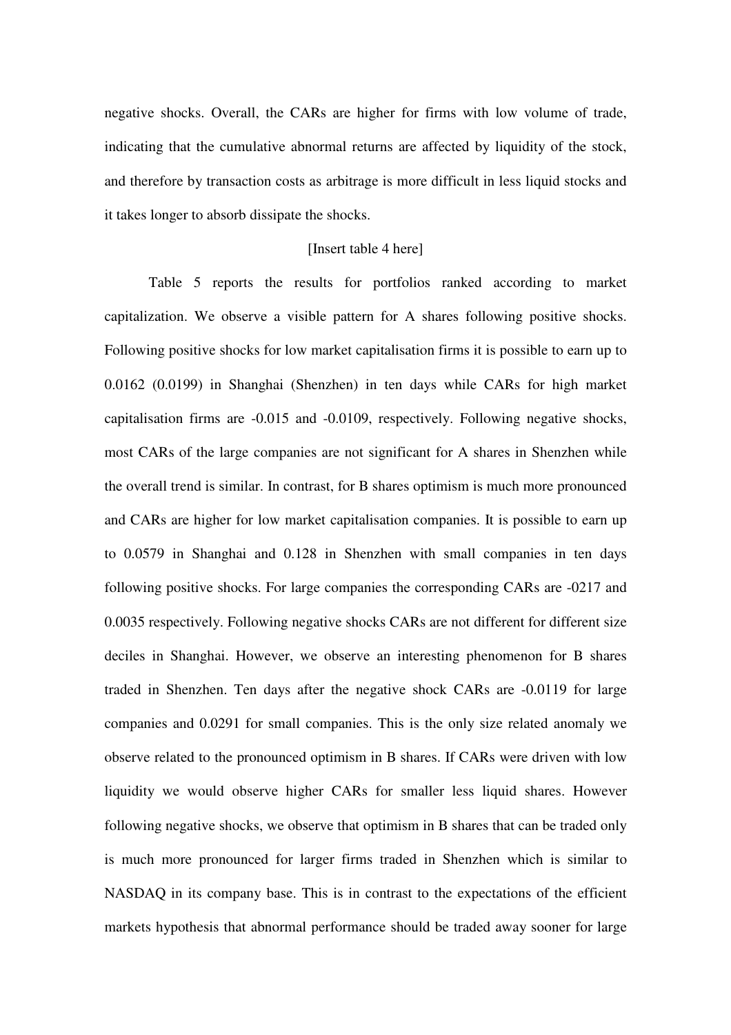negative shocks. Overall, the CARs are higher for firms with low volume of trade, indicating that the cumulative abnormal returns are affected by liquidity of the stock, and therefore by transaction costs as arbitrage is more difficult in less liquid stocks and it takes longer to absorb dissipate the shocks.

[Insert table 4 here]

Table 5 reports the results for portfolios ranked according to market capitalization. We observe a visible pattern for A shares following positive shocks. Following positive shocks for low market capitalisation firms it is possible to earn up to 0.0162 (0.0199) in Shanghai (Shenzhen) in ten days while CARs for high market capitalisation firms are -0.015 and -0.0109, respectively. Following negative shocks, most CARs of the large companies are not significant for A shares in Shenzhen while the overall trend is similar. In contrast, for B shares optimism is much more pronounced and CARs are higher for low market capitalisation companies. It is possible to earn up to 0.0579 in Shanghai and 0.128 in Shenzhen with small companies in ten days following positive shocks. For large companies the corresponding CARs are -0217 and 0.0035 respectively. Following negative shocks CARs are not different for different size deciles in Shanghai. However, we observe an interesting phenomenon for B shares traded in Shenzhen. Ten days after the negative shock CARs are -0.0119 for large companies and 0.0291 for small companies. This is the only size related anomaly we observe related to the pronounced optimism in B shares. If CARs were driven with low liquidity we would observe higher CARs for smaller less liquid shares. However following negative shocks, we observe that optimism in B shares that can be traded only is much more pronounced for larger firms traded in Shenzhen which is similar to NASDAQ in its company base. This is in contrast to the expectations of the efficient markets hypothesis that abnormal performance should be traded away sooner for large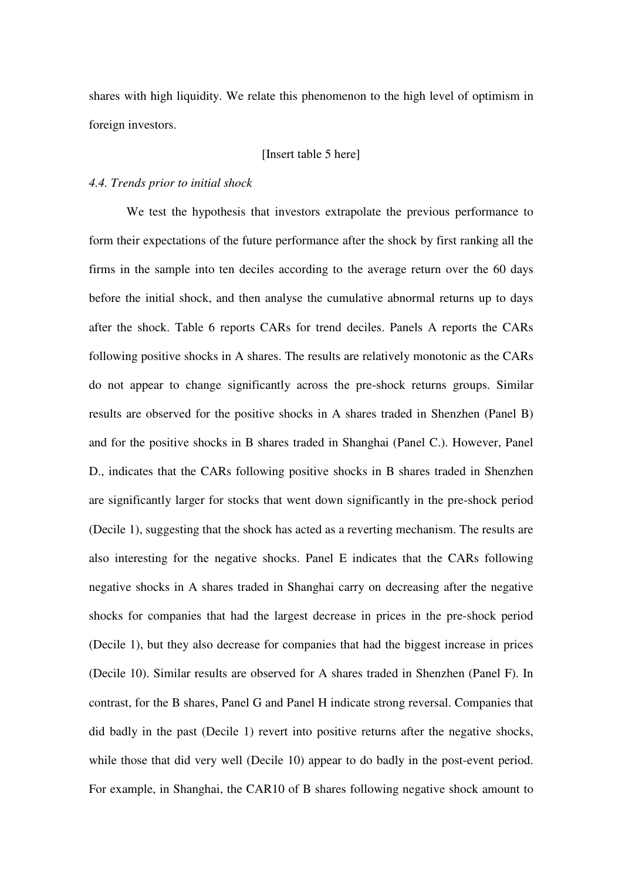shares with high liquidity. We relate this phenomenon to the high level of optimism in foreign investors.

[Insert table 5 here]

### *4.4. Trends prior to initial shock*

We test the hypothesis that investors extrapolate the previous performance to form their expectations of the future performance after the shock by first ranking all the firms in the sample into ten deciles according to the average return over the 60 days before the initial shock, and then analyse the cumulative abnormal returns up to days after the shock. Table 6 reports CARs for trend deciles. Panels A reports the CARs following positive shocks in A shares. The results are relatively monotonic as the CARs do not appear to change significantly across the pre-shock returns groups. Similar results are observed for the positive shocks in A shares traded in Shenzhen (Panel B) and for the positive shocks in B shares traded in Shanghai (Panel C.). However, Panel D., indicates that the CARs following positive shocks in B shares traded in Shenzhen are significantly larger for stocks that went down significantly in the pre-shock period (Decile 1), suggesting that the shock has acted as a reverting mechanism. The results are also interesting for the negative shocks. Panel E indicates that the CARs following negative shocks in A shares traded in Shanghai carry on decreasing after the negative shocks for companies that had the largest decrease in prices in the pre-shock period (Decile 1), but they also decrease for companies that had the biggest increase in prices (Decile 10). Similar results are observed for A shares traded in Shenzhen (Panel F). In contrast, for the B shares, Panel G and Panel H indicate strong reversal. Companies that did badly in the past (Decile 1) revert into positive returns after the negative shocks, while those that did very well (Decile 10) appear to do badly in the post-event period. For example, in Shanghai, the CAR10 of B shares following negative shock amount to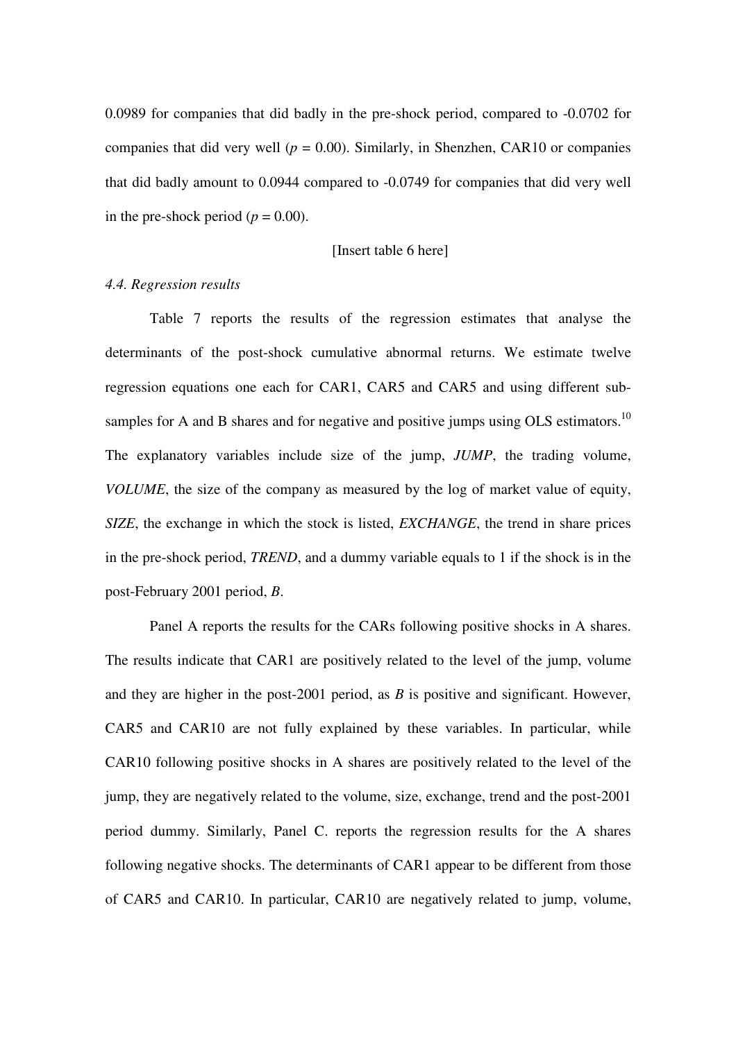0.0989 for companies that did badly in the pre-shock period, compared to -0.0702 for companies that did very well ($p = 0.00$). Similarly, in Shenzhen, CAR10 or companies that did badly amount to 0.0944 compared to -0.0749 for companies that did very well in the pre-shock period ($p = 0.00$).

[Insert table 6 here]

*4.4. Regression results*

Table 7 reports the results of the regression estimates that analyse the determinants of the post-shock cumulative abnormal returns. We estimate twelve regression equations one each for CAR1, CAR5 and CAR5 and using different sub-samples for A and B shares and for negative and positive jumps using OLS estimators.[10] The explanatory variables include size of the jump, *JUMP*, the trading volume, *VOLUME*, the size of the company as measured by the log of market value of equity, *SIZE*, the exchange in which the stock is listed, *EXCHANGE*, the trend in share prices in the pre-shock period, *TREND*, and a dummy variable equals to 1 if the shock is in the post-February 2001 period, *B*.

Panel A reports the results for the CARs following positive shocks in A shares. The results indicate that CAR1 are positively related to the level of the jump, volume and they are higher in the post-2001 period, as *B* is positive and significant. However, CAR5 and CAR10 are not fully explained by these variables. In particular, while CAR10 following positive shocks in A shares are positively related to the level of the jump, they are negatively related to the volume, size, exchange, trend and the post-2001 period dummy. Similarly, Panel C. reports the regression results for the A shares following negative shocks. The determinants of CAR1 appear to be different from those of CAR5 and CAR10. In particular, CAR10 are negatively related to jump, volume,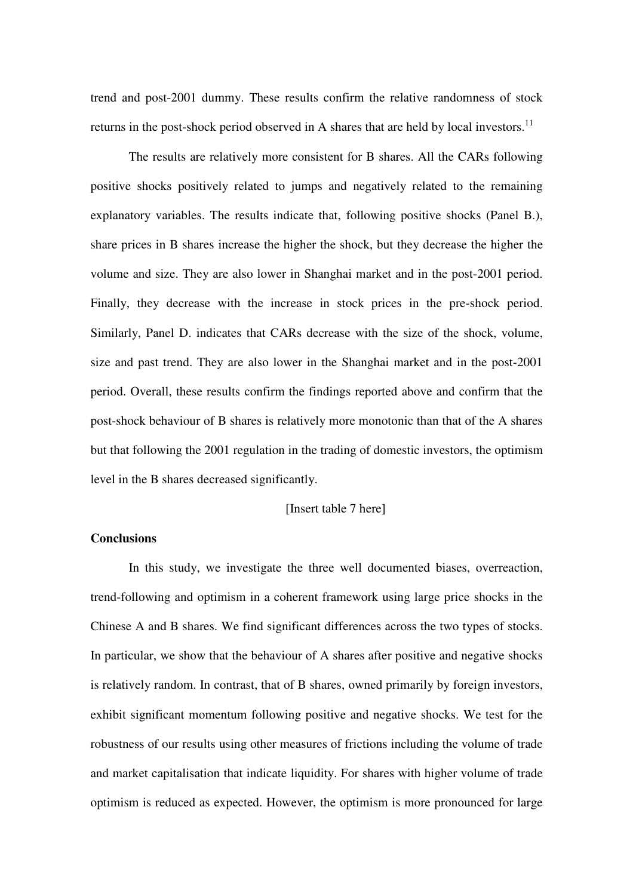trend and post-2001 dummy. These results confirm the relative randomness of stock returns in the post-shock period observed in A shares that are held by local investors.[11]

The results are relatively more consistent for B shares. All the CARs following positive shocks positively related to jumps and negatively related to the remaining explanatory variables. The results indicate that, following positive shocks (Panel B.), share prices in B shares increase the higher the shock, but they decrease the higher the volume and size. They are also lower in Shanghai market and in the post-2001 period. Finally, they decrease with the increase in stock prices in the pre-shock period. Similarly, Panel D. indicates that CARs decrease with the size of the shock, volume, size and past trend. They are also lower in the Shanghai market and in the post-2001 period. Overall, these results confirm the findings reported above and confirm that the post-shock behaviour of B shares is relatively more monotonic than that of the A shares but that following the 2001 regulation in the trading of domestic investors, the optimism level in the B shares decreased significantly.

[Insert table 7 here]

**Conclusions**

In this study, we investigate the three well documented biases, overreaction, trend-following and optimism in a coherent framework using large price shocks in the Chinese A and B shares. We find significant differences across the two types of stocks. In particular, we show that the behaviour of A shares after positive and negative shocks is relatively random. In contrast, that of B shares, owned primarily by foreign investors, exhibit significant momentum following positive and negative shocks. We test for the robustness of our results using other measures of frictions including the volume of trade and market capitalisation that indicate liquidity. For shares with higher volume of trade optimism is reduced as expected. However, the optimism is more pronounced for large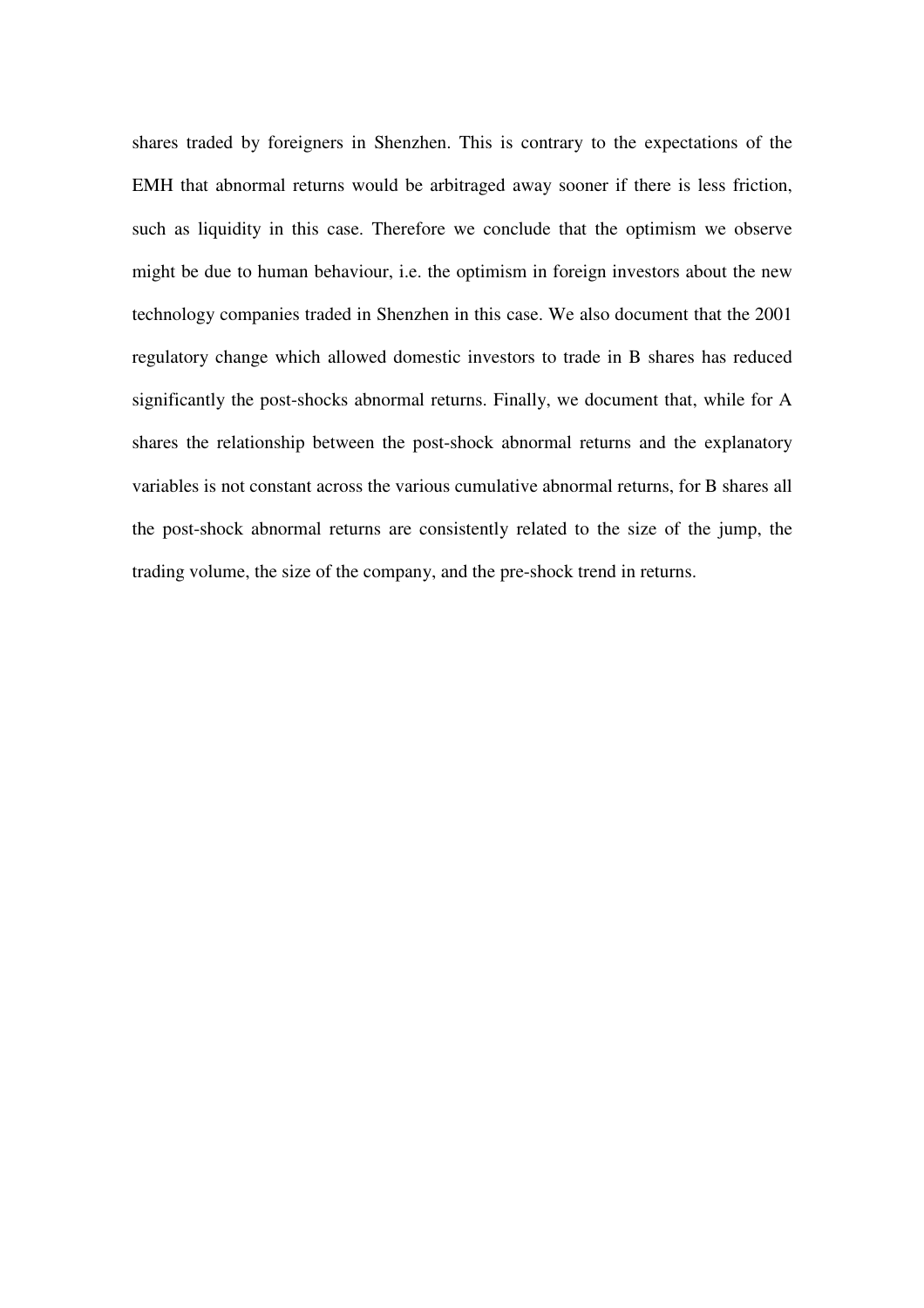shares traded by foreigners in Shenzhen. This is contrary to the expectations of the EMH that abnormal returns would be arbitraged away sooner if there is less friction, such as liquidity in this case. Therefore we conclude that the optimism we observe might be due to human behaviour, i.e. the optimism in foreign investors about the new technology companies traded in Shenzhen in this case. We also document that the 2001 regulatory change which allowed domestic investors to trade in B shares has reduced significantly the post-shocks abnormal returns. Finally, we document that, while for A shares the relationship between the post-shock abnormal returns and the explanatory variables is not constant across the various cumulative abnormal returns, for B shares all the post-shock abnormal returns are consistently related to the size of the jump, the trading volume, the size of the company, and the pre-shock trend in returns.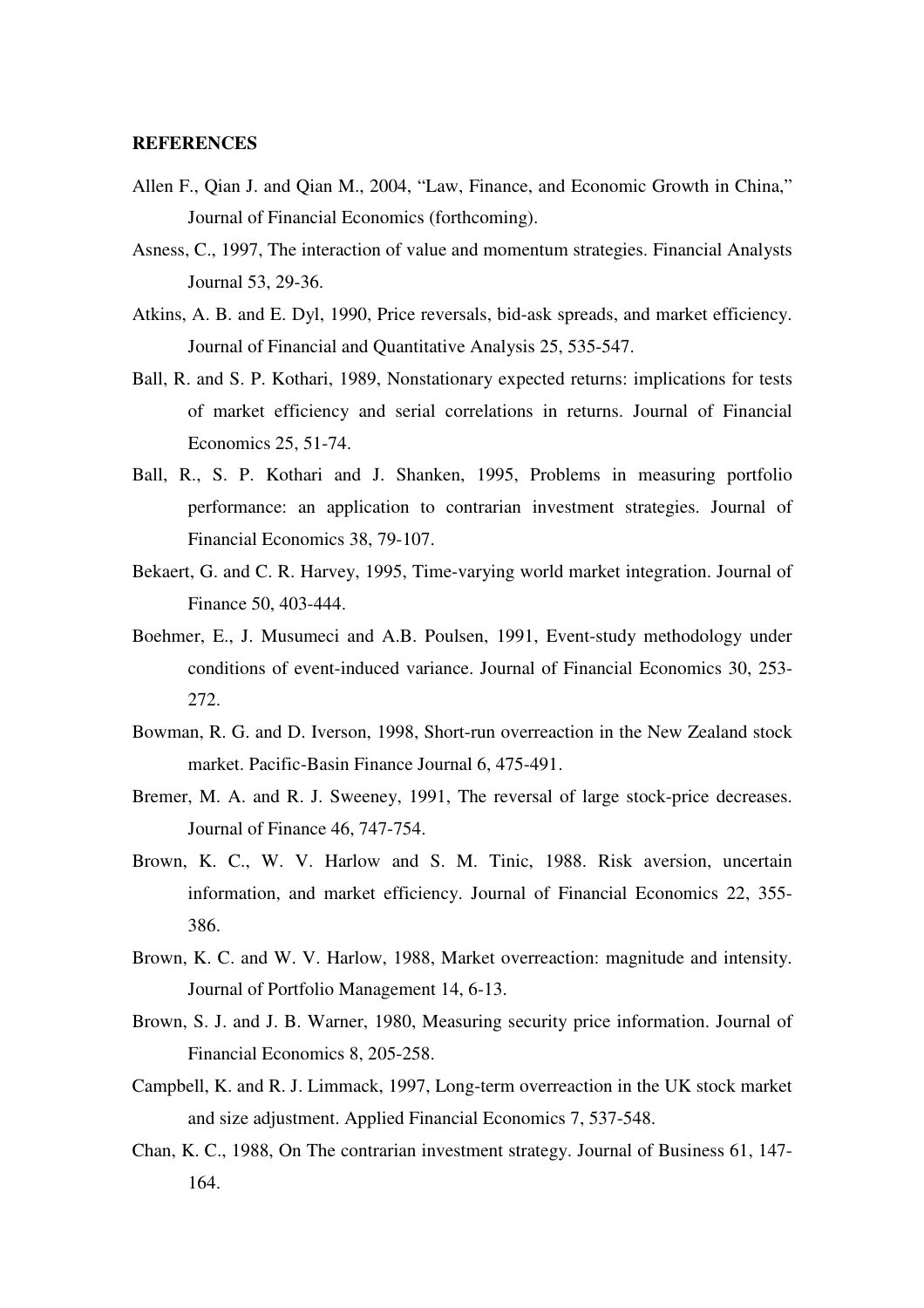**REFERENCES**

Allen F., Qian J. and Qian M., 2004, "Law, Finance, and Economic Growth in China," Journal of Financial Economics (forthcoming).

Asness, C., 1997, The interaction of value and momentum strategies. Financial Analysts Journal 53, 29-36.

Atkins, A. B. and E. Dyl, 1990, Price reversals, bid-ask spreads, and market efficiency. Journal of Financial and Quantitative Analysis 25, 535-547.

Ball, R. and S. P. Kothari, 1989, Nonstationary expected returns: implications for tests of market efficiency and serial correlations in returns. Journal of Financial Economics 25, 51-74.

Ball, R., S. P. Kothari and J. Shanken, 1995, Problems in measuring portfolio performance: an application to contrarian investment strategies. Journal of Financial Economics 38, 79-107.

Bekaert, G. and C. R. Harvey, 1995, Time-varying world market integration. Journal of Finance 50, 403-444.

Boehmer, E., J. Musumeci and A.B. Poulsen, 1991, Event-study methodology under conditions of event-induced variance. Journal of Financial Economics 30, 253-272.

Bowman, R. G. and D. Iverson, 1998, Short-run overreaction in the New Zealand stock market. Pacific-Basin Finance Journal 6, 475-491.

Bremer, M. A. and R. J. Sweeney, 1991, The reversal of large stock-price decreases. Journal of Finance 46, 747-754.

Brown, K. C., W. V. Harlow and S. M. Tinic, 1988. Risk aversion, uncertain information, and market efficiency. Journal of Financial Economics 22, 355-386.

Brown, K. C. and W. V. Harlow, 1988, Market overreaction: magnitude and intensity. Journal of Portfolio Management 14, 6-13.

Brown, S. J. and J. B. Warner, 1980, Measuring security price information. Journal of Financial Economics 8, 205-258.

Campbell, K. and R. J. Limmack, 1997, Long-term overreaction in the UK stock market and size adjustment. Applied Financial Economics 7, 537-548.

Chan, K. C., 1988, On The contrarian investment strategy. Journal of Business 61, 147-164.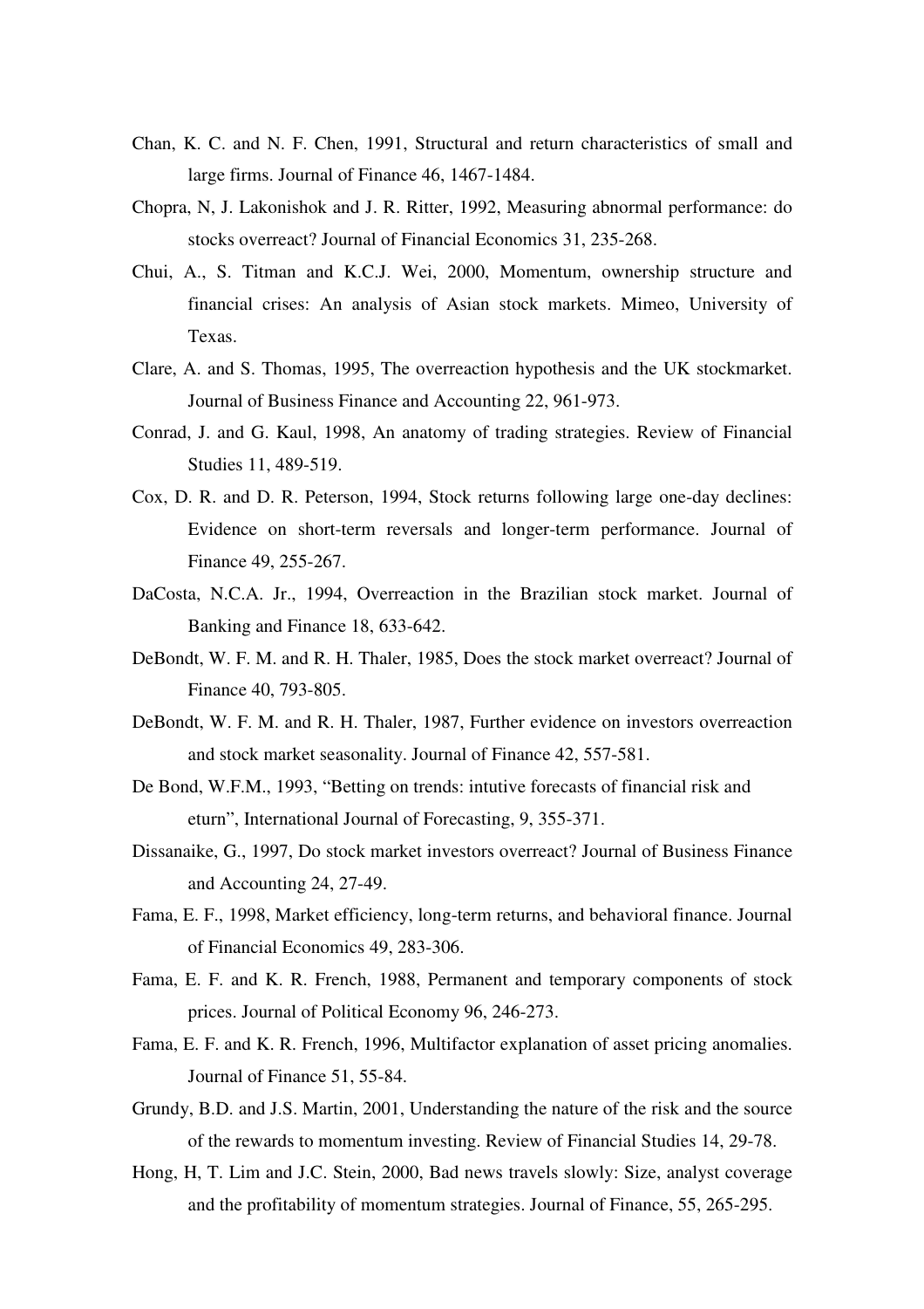Chan, K. C. and N. F. Chen, 1991, Structural and return characteristics of small and large firms. Journal of Finance 46, 1467-1484.

Chopra, N, J. Lakonishok and J. R. Ritter, 1992, Measuring abnormal performance: do stocks overreact? Journal of Financial Economics 31, 235-268.

Chui, A., S. Titman and K.C.J. Wei, 2000, Momentum, ownership structure and financial crises: An analysis of Asian stock markets. Mimeo, University of Texas.

Clare, A. and S. Thomas, 1995, The overreaction hypothesis and the UK stockmarket. Journal of Business Finance and Accounting 22, 961-973.

Conrad, J. and G. Kaul, 1998, An anatomy of trading strategies. Review of Financial Studies 11, 489-519.

Cox, D. R. and D. R. Peterson, 1994, Stock returns following large one-day declines: Evidence on short-term reversals and longer-term performance. Journal of Finance 49, 255-267.

DaCosta, N.C.A. Jr., 1994, Overreaction in the Brazilian stock market. Journal of Banking and Finance 18, 633-642.

DeBondt, W. F. M. and R. H. Thaler, 1985, Does the stock market overreact? Journal of Finance 40, 793-805.

DeBondt, W. F. M. and R. H. Thaler, 1987, Further evidence on investors overreaction and stock market seasonality. Journal of Finance 42, 557-581.

De Bond, W.F.M., 1993, "Betting on trends: intutive forecasts of financial risk and eturn", International Journal of Forecasting, 9, 355-371.

Dissanaike, G., 1997, Do stock market investors overreact? Journal of Business Finance and Accounting 24, 27-49.

Fama, E. F., 1998, Market efficiency, long-term returns, and behavioral finance. Journal of Financial Economics 49, 283-306.

Fama, E. F. and K. R. French, 1988, Permanent and temporary components of stock prices. Journal of Political Economy 96, 246-273.

Fama, E. F. and K. R. French, 1996, Multifactor explanation of asset pricing anomalies. Journal of Finance 51, 55-84.

Grundy, B.D. and J.S. Martin, 2001, Understanding the nature of the risk and the source of the rewards to momentum investing. Review of Financial Studies 14, 29-78.

Hong, H, T. Lim and J.C. Stein, 2000, Bad news travels slowly: Size, analyst coverage and the profitability of momentum strategies. Journal of Finance, 55, 265-295.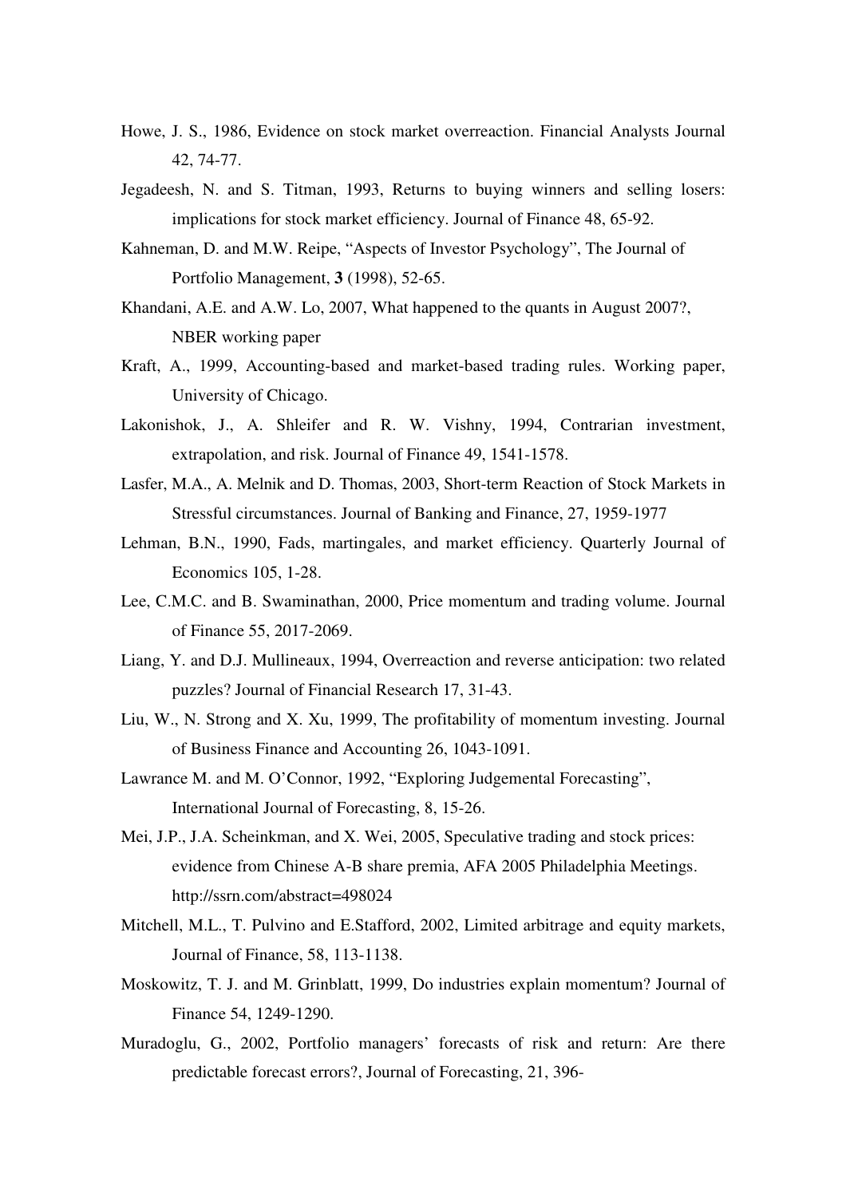Howe, J. S., 1986, Evidence on stock market overreaction. Financial Analysts Journal 42, 74-77.

Jegadeesh, N. and S. Titman, 1993, Returns to buying winners and selling losers: implications for stock market efficiency. Journal of Finance 48, 65-92.

Kahneman, D. and M.W. Reipe, "Aspects of Investor Psychology", The Journal of Portfolio Management, **3** (1998), 52-65.

Khandani, A.E. and A.W. Lo, 2007, What happened to the quants in August 2007?, NBER working paper

Kraft, A., 1999, Accounting-based and market-based trading rules. Working paper, University of Chicago.

Lakonishok, J., A. Shleifer and R. W. Vishny, 1994, Contrarian investment, extrapolation, and risk. Journal of Finance 49, 1541-1578.

Lasfer, M.A., A. Melnik and D. Thomas, 2003, Short-term Reaction of Stock Markets in Stressful circumstances. Journal of Banking and Finance, 27, 1959-1977

Lehman, B.N., 1990, Fads, martingales, and market efficiency. Quarterly Journal of Economics 105, 1-28.

Lee, C.M.C. and B. Swaminathan, 2000, Price momentum and trading volume. Journal of Finance 55, 2017-2069.

Liang, Y. and D.J. Mullineaux, 1994, Overreaction and reverse anticipation: two related puzzles? Journal of Financial Research 17, 31-43.

Liu, W., N. Strong and X. Xu, 1999, The profitability of momentum investing. Journal of Business Finance and Accounting 26, 1043-1091.

Lawrance M. and M. O'Connor, 1992, "Exploring Judgemental Forecasting", International Journal of Forecasting, 8, 15-26.

Mei, J.P., J.A. Scheinkman, and X. Wei, 2005, Speculative trading and stock prices: evidence from Chinese A-B share premia, AFA 2005 Philadelphia Meetings. http://ssrn.com/abstract=498024

Mitchell, M.L., T. Pulvino and E.Stafford, 2002, Limited arbitrage and equity markets, Journal of Finance, 58, 113-1138.

Moskowitz, T. J. and M. Grinblatt, 1999, Do industries explain momentum? Journal of Finance 54, 1249-1290.

Muradoglu, G., 2002, Portfolio managers' forecasts of risk and return: Are there predictable forecast errors?, Journal of Forecasting, 21, 396-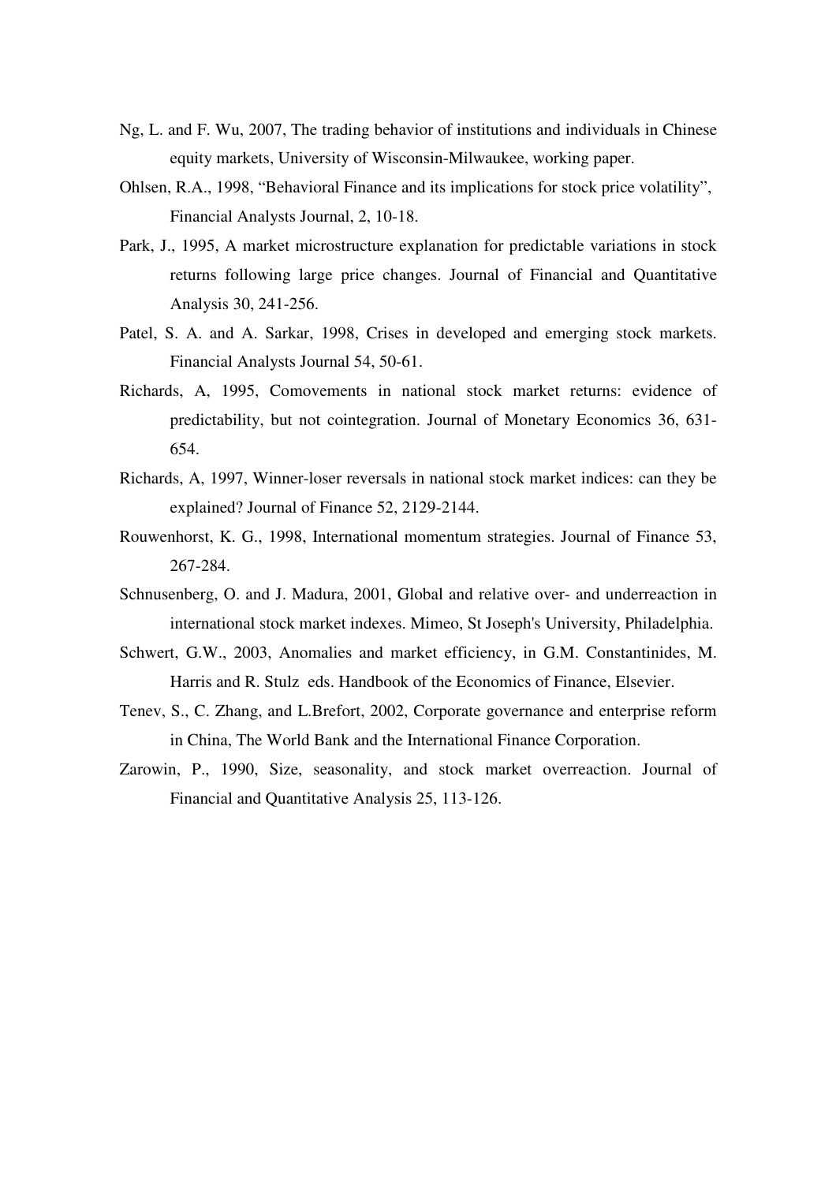Ng, L. and F. Wu, 2007, The trading behavior of institutions and individuals in Chinese equity markets, University of Wisconsin-Milwaukee, working paper.

Ohlsen, R.A., 1998, "Behavioral Finance and its implications for stock price volatility", Financial Analysts Journal, 2, 10-18.

Park, J., 1995, A market microstructure explanation for predictable variations in stock returns following large price changes. Journal of Financial and Quantitative Analysis 30, 241-256.

Patel, S. A. and A. Sarkar, 1998, Crises in developed and emerging stock markets. Financial Analysts Journal 54, 50-61.

Richards, A, 1995, Comovements in national stock market returns: evidence of predictability, but not cointegration. Journal of Monetary Economics 36, 631-654.

Richards, A, 1997, Winner-loser reversals in national stock market indices: can they be explained? Journal of Finance 52, 2129-2144.

Rouwenhorst, K. G., 1998, International momentum strategies. Journal of Finance 53, 267-284.

Schnusenberg, O. and J. Madura, 2001, Global and relative over- and underreaction in international stock market indexes. Mimeo, St Joseph's University, Philadelphia.

Schwert, G.W., 2003, Anomalies and market efficiency, in G.M. Constantinides, M. Harris and R. Stulz eds. Handbook of the Economics of Finance, Elsevier.

Tenev, S., C. Zhang, and L.Brefort, 2002, Corporate governance and enterprise reform in China, The World Bank and the International Finance Corporation.

Zarowin, P., 1990, Size, seasonality, and stock market overreaction. Journal of Financial and Quantitative Analysis 25, 113-126.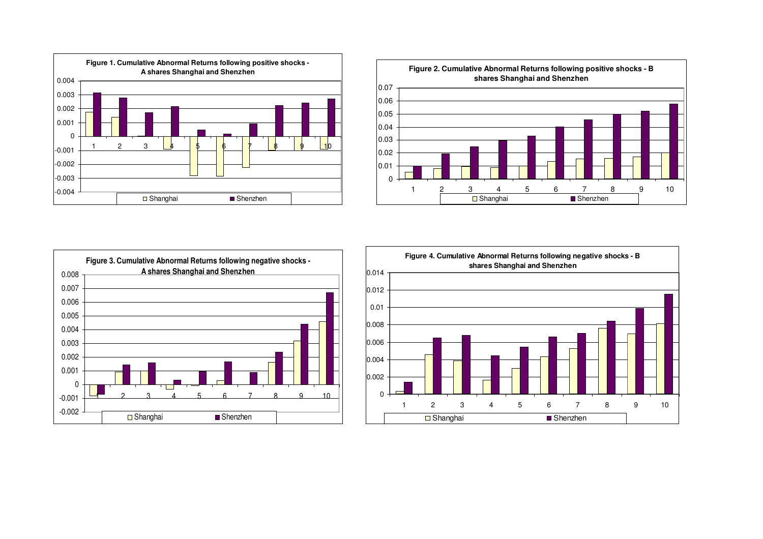**Figure 1. Cumulative Abnormal Returns following positive shocks - A shares Shanghai and Shenzhen**

**Figure 2. Cumulative Abnormal Returns following positive shocks - B shares Shanghai and Shenzhen**

**Figure 3. Cumulative Abnormal Returns following negative shocks - A shares Shanghai and Shenzhen**

**Figure 4. Cumulative Abnormal Returns following negative shocks - B shares Shanghai and Shenzhen**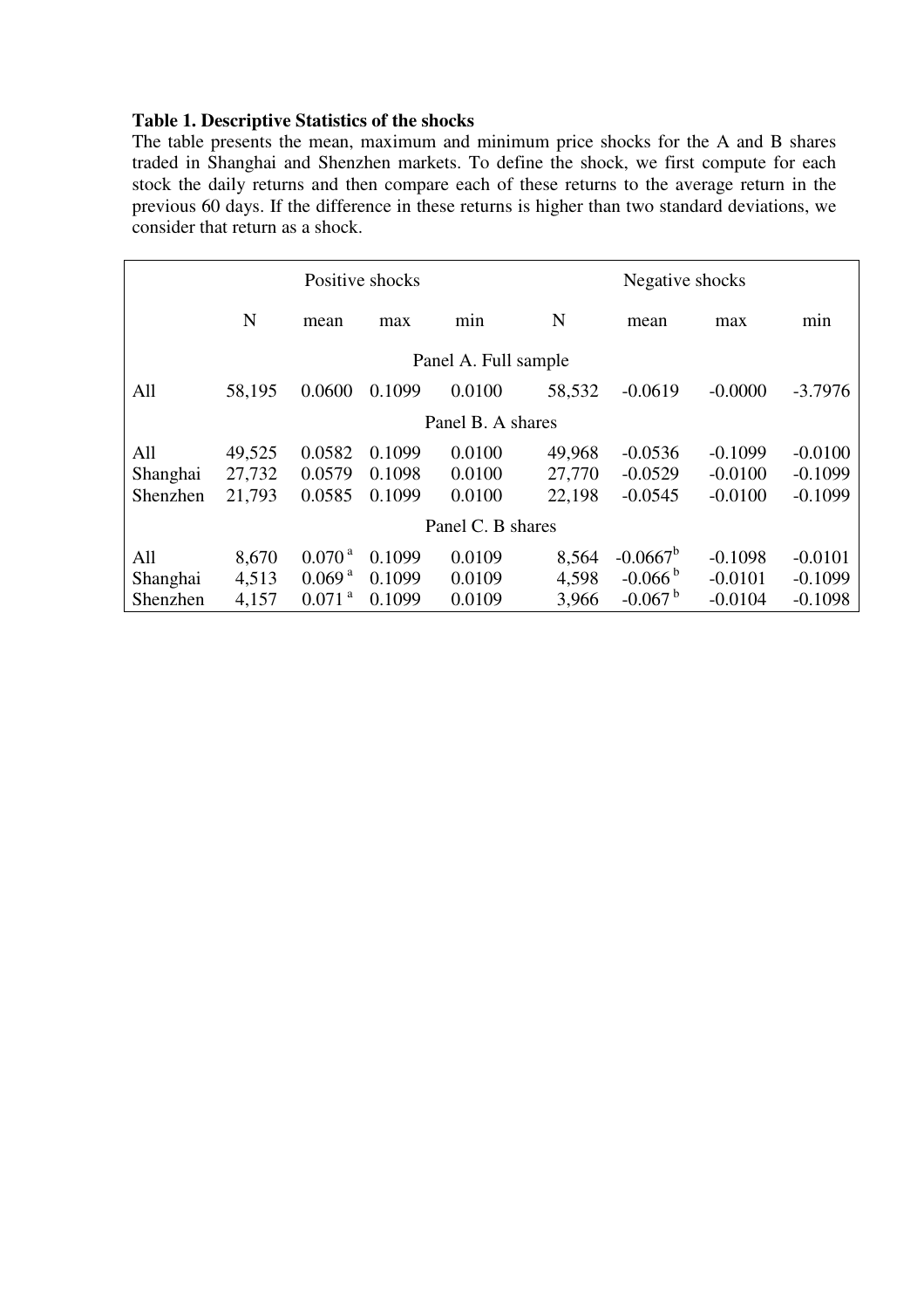**Table 1. Descriptive Statistics of the shocks**

The table presents the mean, maximum and minimum price shocks for the A and B shares traded in Shanghai and Shenzhen markets. To define the shock, we first compute for each stock the daily returns and then compare each of these returns to the average return in the previous 60 days. If the difference in these returns is higher than two standard deviations, we consider that return as a shock.

| | Positive shocks | | | | Negative shocks | | | |
|---|---|---|---|---|---|---|---|---|
| | N | mean | max | min | N | mean | max | min |
| **Panel A. Full sample** | | | | | | | | |
| All | 58,195 | 0.0600 | 0.1099 | 0.0100 | 58,532 | -0.0619 | -0.0000 | -3.7976 |
| **Panel B. A shares** | | | | | | | | |
| All | 49,525 | 0.0582 | 0.1099 | 0.0100 | 49,968 | -0.0536 | -0.1099 | -0.0100 |
| Shanghai | 27,732 | 0.0579 | 0.1098 | 0.0100 | 27,770 | -0.0529 | -0.0100 | -0.1099 |
| Shenzhen | 21,793 | 0.0585 | 0.1099 | 0.0100 | 22,198 | -0.0545 | -0.0100 | -0.1099 |
| **Panel C. B shares** | | | | | | | | |
| All | 8,670 | 0.070 [a] | 0.1099 | 0.0109 | 8,564 | -0.0667 [b] | -0.1098 | -0.0101 |
| Shanghai | 4,513 | 0.069 [a] | 0.1099 | 0.0109 | 4,598 | -0.066 [b] | -0.0101 | -0.1099 |
| Shenzhen | 4,157 | 0.071 [a] | 0.1099 | 0.0109 | 3,966 | -0.067 [b] | -0.0104 | -0.1098 |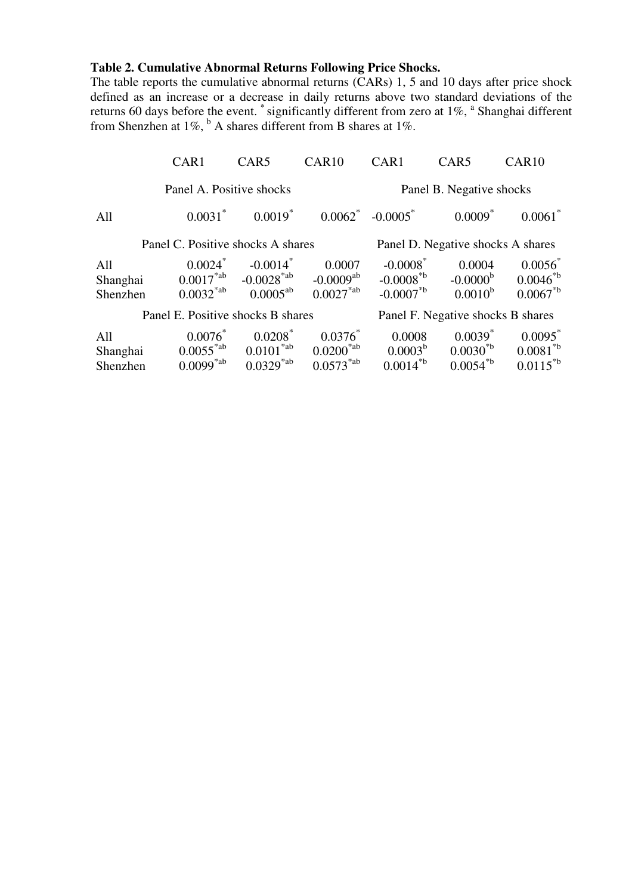**Table 2. Cumulative Abnormal Returns Following Price Shocks.**

The table reports the cumulative abnormal returns (CARs) 1, 5 and 10 days after price shock defined as an increase or a decrease in daily returns above two standard deviations of the returns 60 days before the event. * significantly different from zero at 1%, a Shanghai different from Shenzhen at 1%, b A shares different from B shares at 1%.

| | CAR1 | CAR5 | CAR10 | CAR1 | CAR5 | CAR10 |
|---|---|---|---|---|---|---|
| | Panel A. Positive shocks | | | Panel B. Negative shocks | | |
| All | 0.0031* | 0.0019* | 0.0062* | -0.0005* | 0.0009* | 0.0061* |
| | Panel C. Positive shocks A shares | | | Panel D. Negative shocks A shares | | |
| All | 0.0024* | -0.0014* | 0.0007 | -0.0008* | 0.0004 | 0.0056* |
| Shanghai | 0.0017*ab | -0.0028*ab | -0.0009ab | -0.0008*b | -0.0000b | 0.0046*b |
| Shenzhen | 0.0032*ab | 0.0005ab | 0.0027*ab | -0.0007*b | 0.0010b | 0.0067*b |
| | Panel E. Positive shocks B shares | | | Panel F. Negative shocks B shares | | |
| All | 0.0076* | 0.0208* | 0.0376* | 0.0008 | 0.0039* | 0.0095* |
| Shanghai | 0.0055*ab | 0.0101*ab | 0.0200*ab | 0.0003b | 0.0030*b | 0.0081*b |
| Shenzhen | 0.0099*ab | 0.0329*ab | 0.0573*ab | 0.0014*b | 0.0054*b | 0.0115*b |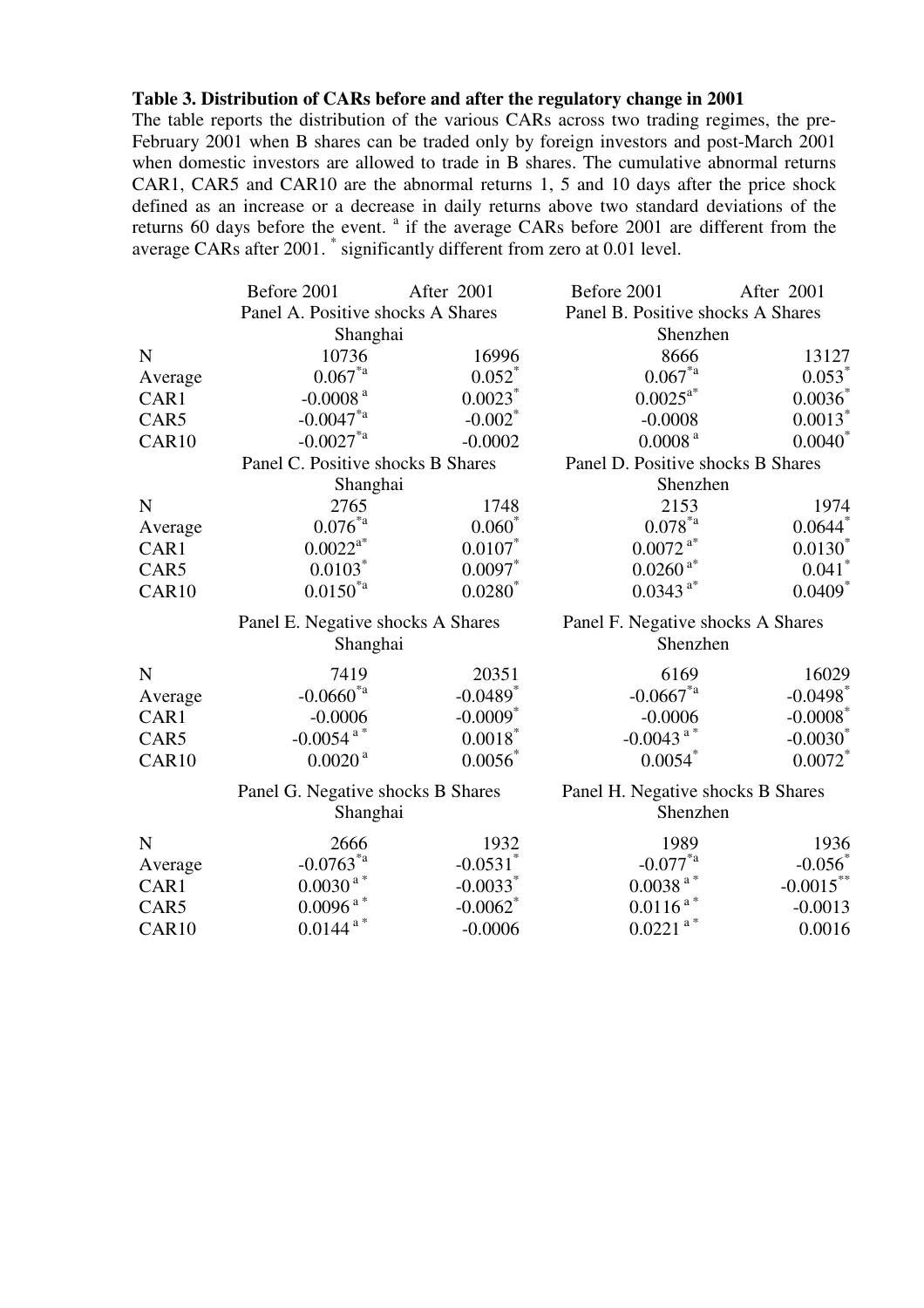**Table 3. Distribution of CARs before and after the regulatory change in 2001**

The table reports the distribution of the various CARs across two trading regimes, the pre-February 2001 when B shares can be traded only by foreign investors and post-March 2001 when domestic investors are allowed to trade in B shares. The cumulative abnormal returns CAR1, CAR5 and CAR10 are the abnormal returns 1, 5 and 10 days after the price shock defined as an increase or a decrease in daily returns above two standard deviations of the returns 60 days before the event. [a] if the average CARs before 2001 are different from the average CARs after 2001. [*] significantly different from zero at 0.01 level.

| | Before 2001 | After 2001 | Before 2001 | After 2001 |
|---|---|---|---|---|
| | Panel A. Positive shocks A Shares Shanghai | | Panel B. Positive shocks A Shares Shenzhen | |
| N | 10736 | 16996 | 8666 | 13127 |
| Average | 0.067[*a] | 0.052[*] | 0.067[*a] | 0.053[*] |
| CAR1 | -0.0008[a] | 0.0023[*] | 0.0025[a*] | 0.0036[*] |
| CAR5 | -0.0047[*a] | -0.002[*] | -0.0008 | 0.0013[*] |
| CAR10 | -0.0027[*a] | -0.0002 | 0.0008[a] | 0.0040[*] |
| | Panel C. Positive shocks B Shares Shanghai | | Panel D. Positive shocks B Shares Shenzhen | |
| N | 2765 | 1748 | 2153 | 1974 |
| Average | 0.076[*a] | 0.060[*] | 0.078[*a] | 0.0644[*] |
| CAR1 | 0.0022[a*] | 0.0107[*] | 0.0072[a*] | 0.0130[*] |
| CAR5 | 0.0103[*] | 0.0097[*] | 0.0260[a*] | 0.041[*] |
| CAR10 | 0.0150[*a] | 0.0280[*] | 0.0343[a*] | 0.0409[*] |
| | Panel E. Negative shocks A Shares Shanghai | | Panel F. Negative shocks A Shares Shenzhen | |
| N | 7419 | 20351 | 6169 | 16029 |
| Average | -0.0660[*a] | -0.0489[*] | -0.0667[*a] | -0.0498[*] |
| CAR1 | -0.0006 | -0.0009[*] | -0.0006 | -0.0008[*] |
| CAR5 | -0.0054[a*] | 0.0018[*] | -0.0043[a*] | -0.0030[*] |
| CAR10 | 0.0020[a] | 0.0056[*] | 0.0054[*] | 0.0072[*] |
| | Panel G. Negative shocks B Shares Shanghai | | Panel H. Negative shocks B Shares Shenzhen | |
| N | 2666 | 1932 | 1989 | 1936 |
| Average | -0.0763[*a] | -0.0531[*] | -0.077[*a] | -0.056[*] |
| CAR1 | 0.0030[a*] | -0.0033[*] | 0.0038[a*] | -0.0015[**] |
| CAR5 | 0.0096[a*] | -0.0062[*] | 0.0116[a*] | -0.0013 |
| CAR10 | 0.0144[a*] | -0.0006 | 0.0221[a*] | 0.0016 |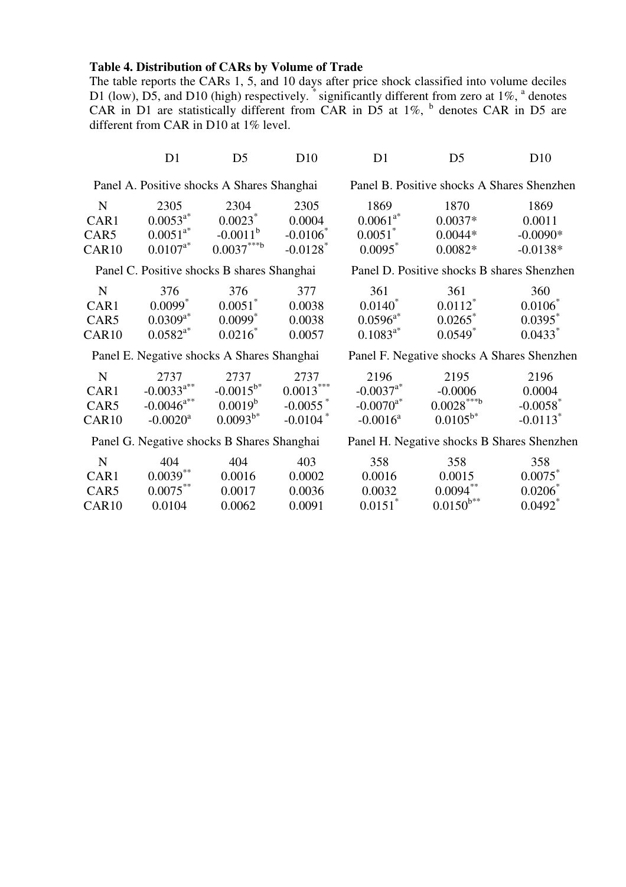**Table 4. Distribution of CARs by Volume of Trade**

The table reports the CARs 1, 5, and 10 days after price shock classified into volume deciles D1 (low), D5, and D10 (high) respectively. * significantly different from zero at 1%, [a] denotes CAR in D1 are statistically different from CAR in D5 at 1%, [b] denotes CAR in D5 are different from CAR in D10 at 1% level.

| | D1 | D5 | D10 | D1 | D5 | D10 |
|---|---|---|---|---|---|---|
| | Panel A. Positive shocks A Shares Shanghai | | | Panel B. Positive shocks A Shares Shenzhen | | |
| N | 2305 | 2304 | 2305 | 1869 | 1870 | 1869 |
| CAR1 | 0.0053[a*] | 0.0023* | 0.0004 | 0.0061[a*] | 0.0037* | 0.0011 |
| CAR5 | 0.0051[a*] | -0.0011[b] | -0.0106* | 0.0051* | 0.0044* | -0.0090* |
| CAR10 | 0.0107[a*] | 0.0037***[b] | -0.0128* | 0.0095* | 0.0082* | -0.0138* |
| | Panel C. Positive shocks B shares Shanghai | | | Panel D. Positive shocks B shares Shenzhen | | |
| N | 376 | 376 | 377 | 361 | 361 | 360 |
| CAR1 | 0.0099* | 0.0051* | 0.0038 | 0.0140* | 0.0112* | 0.0106* |
| CAR5 | 0.0309[a*] | 0.0099* | 0.0038 | 0.0596[a*] | 0.0265* | 0.0395* |
| CAR10 | 0.0582[a*] | 0.0216* | 0.0057 | 0.1083[a*] | 0.0549* | 0.0433* |
| | Panel E. Negative shocks A Shares Shanghai | | | Panel F. Negative shocks A Shares Shenzhen | | |
| N | 2737 | 2737 | 2737 | 2196 | 2195 | 2196 |
| CAR1 | -0.0033[a**] | -0.0015[b*] | 0.0013*** | -0.0037[a*] | -0.0006 | 0.0004 |
| CAR5 | -0.0046[a**] | 0.0019[b] | -0.0055* | -0.0070[a*] | 0.0028***[b] | -0.0058* |
| CAR10 | -0.0020[a] | 0.0093[b*] | -0.0104* | -0.0016[a] | 0.0105[b*] | -0.0113* |
| | Panel G. Negative shocks B Shares Shanghai | | | Panel H. Negative shocks B Shares Shenzhen | | |
| N | 404 | 404 | 403 | 358 | 358 | 358 |
| CAR1 | 0.0039** | 0.0016 | 0.0002 | 0.0016 | 0.0015 | 0.0075* |
| CAR5 | 0.0075** | 0.0017 | 0.0036 | 0.0032 | 0.0094** | 0.0206* |
| CAR10 | 0.0104 | 0.0062 | 0.0091 | 0.0151* | 0.0150[b**] | 0.0492* |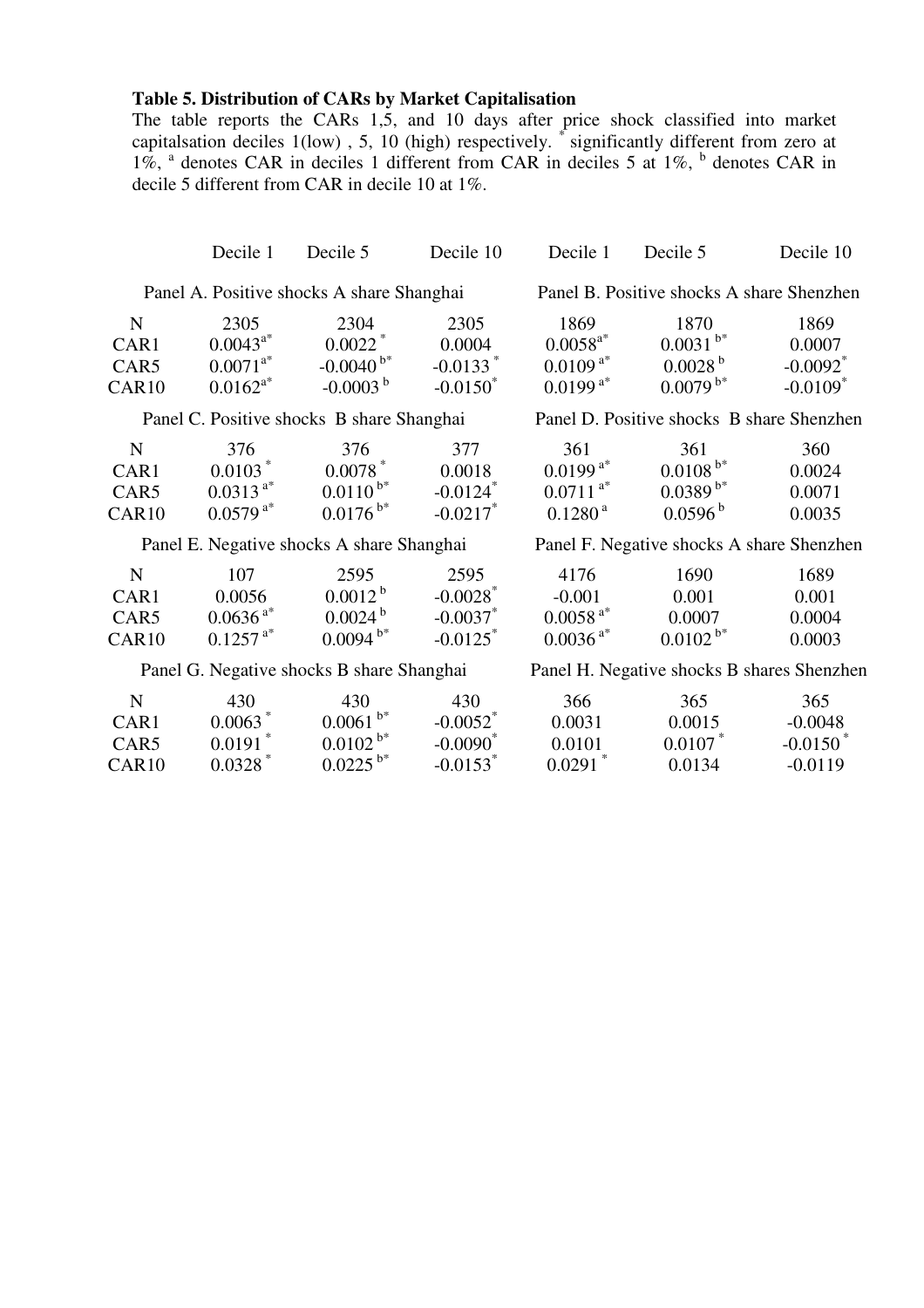**Table 5. Distribution of CARs by Market Capitalisation**

The table reports the CARs 1,5, and 10 days after price shock classified into market capitalsation deciles 1(low) , 5, 10 (high) respectively. * significantly different from zero at 1%, [a] denotes CAR in deciles 1 different from CAR in deciles 5 at 1%, [b] denotes CAR in decile 5 different from CAR in decile 10 at 1%.

| | Decile 1 | Decile 5 | Decile 10 | Decile 1 | Decile 5 | Decile 10 |
|---|---|---|---|---|---|---|
| | Panel A. Positive shocks A share Shanghai | | | Panel B. Positive shocks A share Shenzhen | | |
| N | 2305 | 2304 | 2305 | 1869 | 1870 | 1869 |
| CAR1 | 0.0043[a*] | 0.0022 * | 0.0004 | 0.0058[a*] | 0.0031 [b*] | 0.0007 |
| CAR5 | 0.0071[a*] | -0.0040 [b*] | -0.0133 * | 0.0109 [a*] | 0.0028 [b] | -0.0092* |
| CAR10 | 0.0162[a*] | -0.0003 [b] | -0.0150* | 0.0199 [a*] | 0.0079 [b*] | -0.0109* |
| | Panel C. Positive shocks B share Shanghai | | | Panel D. Positive shocks B share Shenzhen | | |
| N | 376 | 376 | 377 | 361 | 361 | 360 |
| CAR1 | 0.0103 * | 0.0078 * | 0.0018 | 0.0199 [a*] | 0.0108 [b*] | 0.0024 |
| CAR5 | 0.0313 [a*] | 0.0110 [b*] | -0.0124* | 0.0711 [a*] | 0.0389 [b*] | 0.0071 |
| CAR10 | 0.0579 [a*] | 0.0176 [b*] | -0.0217* | 0.1280 [a] | 0.0596 [b] | 0.0035 |
| | Panel E. Negative shocks A share Shanghai | | | Panel F. Negative shocks A share Shenzhen | | |
| N | 107 | 2595 | 2595 | 4176 | 1690 | 1689 |
| CAR1 | 0.0056 | 0.0012 [b] | -0.0028* | -0.001 | 0.001 | 0.001 |
| CAR5 | 0.0636 [a*] | 0.0024 [b] | -0.0037* | 0.0058 [a*] | 0.0007 | 0.0004 |
| CAR10 | 0.1257 [a*] | 0.0094 [b*] | -0.0125* | 0.0036 [a*] | 0.0102 [b*] | 0.0003 |
| | Panel G. Negative shocks B share Shanghai | | | Panel H. Negative shocks B shares Shenzhen | | |
| N | 430 | 430 | 430 | 366 | 365 | 365 |
| CAR1 | 0.0063 * | 0.0061 [b*] | -0.0052* | 0.0031 | 0.0015 | -0.0048 |
| CAR5 | 0.0191 * | 0.0102 [b*] | -0.0090* | 0.0101 | 0.0107 * | -0.0150 * |
| CAR10 | 0.0328 * | 0.0225 [b*] | -0.0153* | 0.0291 * | 0.0134 | -0.0119 |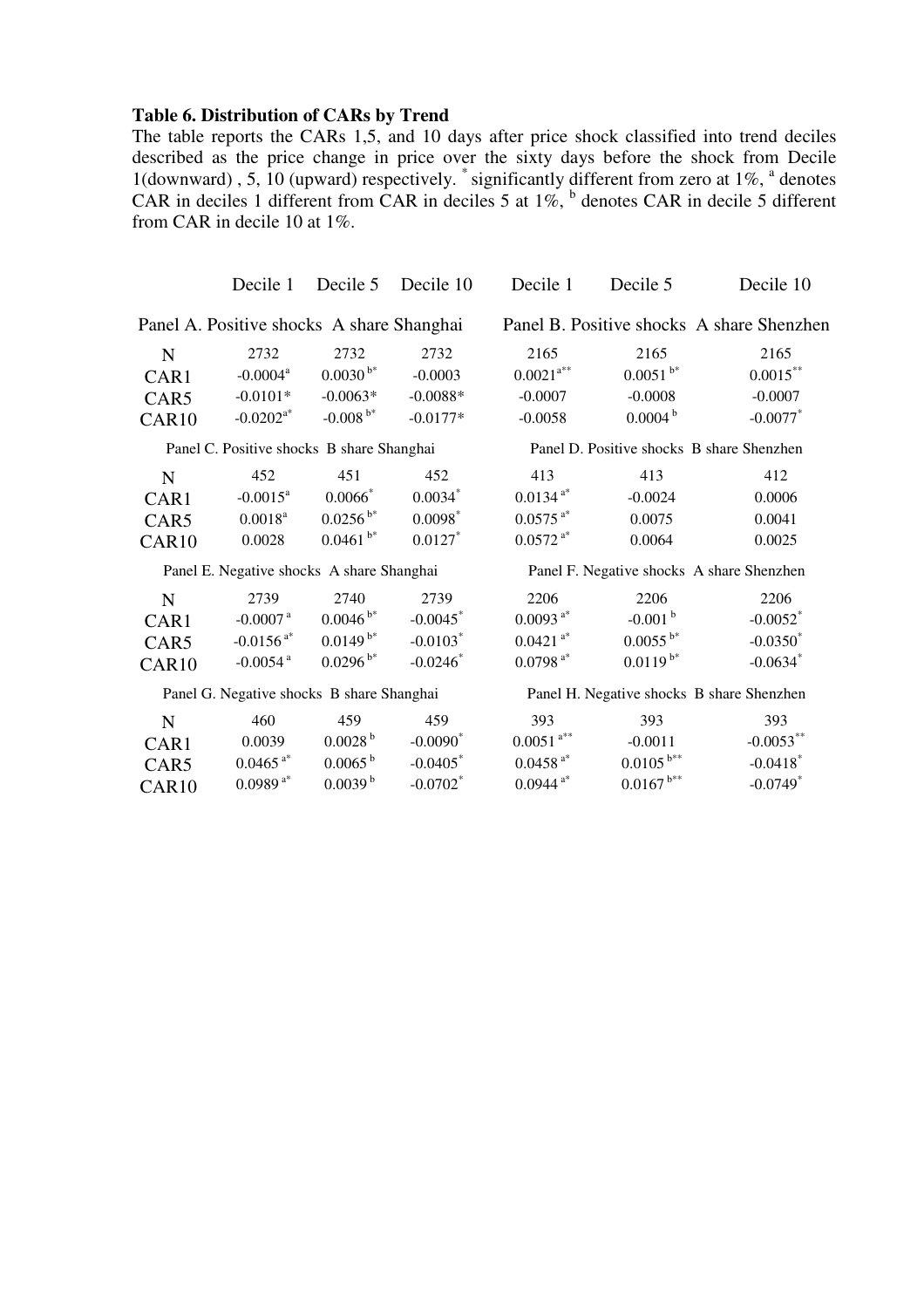**Table 6. Distribution of CARs by Trend**

The table reports the CARs 1,5, and 10 days after price shock classified into trend deciles described as the price change in price over the sixty days before the shock from Decile 1(downward) , 5, 10 (upward) respectively. * significantly different from zero at 1%, [a] denotes CAR in deciles 1 different from CAR in deciles 5 at 1%, [b] denotes CAR in decile 5 different from CAR in decile 10 at 1%.

| | Decile 1 | Decile 5 | Decile 10 | Decile 1 | Decile 5 | Decile 10 |
|---|---|---|---|---|---|---|
| | Panel A. Positive shocks A share Shanghai | | | Panel B. Positive shocks A share Shenzhen | | |
| N | 2732 | 2732 | 2732 | 2165 | 2165 | 2165 |
| CAR1 | -0.0004[a] | 0.0030 [b*] | -0.0003 | 0.0021[a**] | 0.0051 [b*] | 0.0015** |
| CAR5 | -0.0101* | -0.0063* | -0.0088* | -0.0007 | -0.0008 | -0.0007 |
| CAR10 | -0.0202[a*] | -0.008 [b*] | -0.0177* | -0.0058 | 0.0004 [b] | -0.0077* |
| | Panel C. Positive shocks B share Shanghai | | | Panel D. Positive shocks B share Shenzhen | | |
| N | 452 | 451 | 452 | 413 | 413 | 412 |
| CAR1 | -0.0015[a] | 0.0066* | 0.0034* | 0.0134 [a*] | -0.0024 | 0.0006 |
| CAR5 | 0.0018[a] | 0.0256 [b*] | 0.0098* | 0.0575 [a*] | 0.0075 | 0.0041 |
| CAR10 | 0.0028 | 0.0461 [b*] | 0.0127* | 0.0572 [a*] | 0.0064 | 0.0025 |
| | Panel E. Negative shocks A share Shanghai | | | Panel F. Negative shocks A share Shenzhen | | |
| N | 2739 | 2740 | 2739 | 2206 | 2206 | 2206 |
| CAR1 | -0.0007 [a] | 0.0046 [b*] | -0.0045* | 0.0093 [a*] | -0.001 [b] | -0.0052* |
| CAR5 | -0.0156 [a*] | 0.0149 [b*] | -0.0103* | 0.0421 [a*] | 0.0055 [b*] | -0.0350* |
| CAR10 | -0.0054 [a] | 0.0296 [b*] | -0.0246* | 0.0798 [a*] | 0.0119 [b*] | -0.0634* |
| | Panel G. Negative shocks B share Shanghai | | | Panel H. Negative shocks B share Shenzhen | | |
| N | 460 | 459 | 459 | 393 | 393 | 393 |
| CAR1 | 0.0039 | 0.0028 [b] | -0.0090* | 0.0051 [a**] | -0.0011 | -0.0053** |
| CAR5 | 0.0465 [a*] | 0.0065 [b] | -0.0405* | 0.0458 [a*] | 0.0105 [b**] | -0.0418* |
| CAR10 | 0.0989 [a*] | 0.0039 [b] | -0.0702* | 0.0944 [a*] | 0.0167 [b**] | -0.0749* |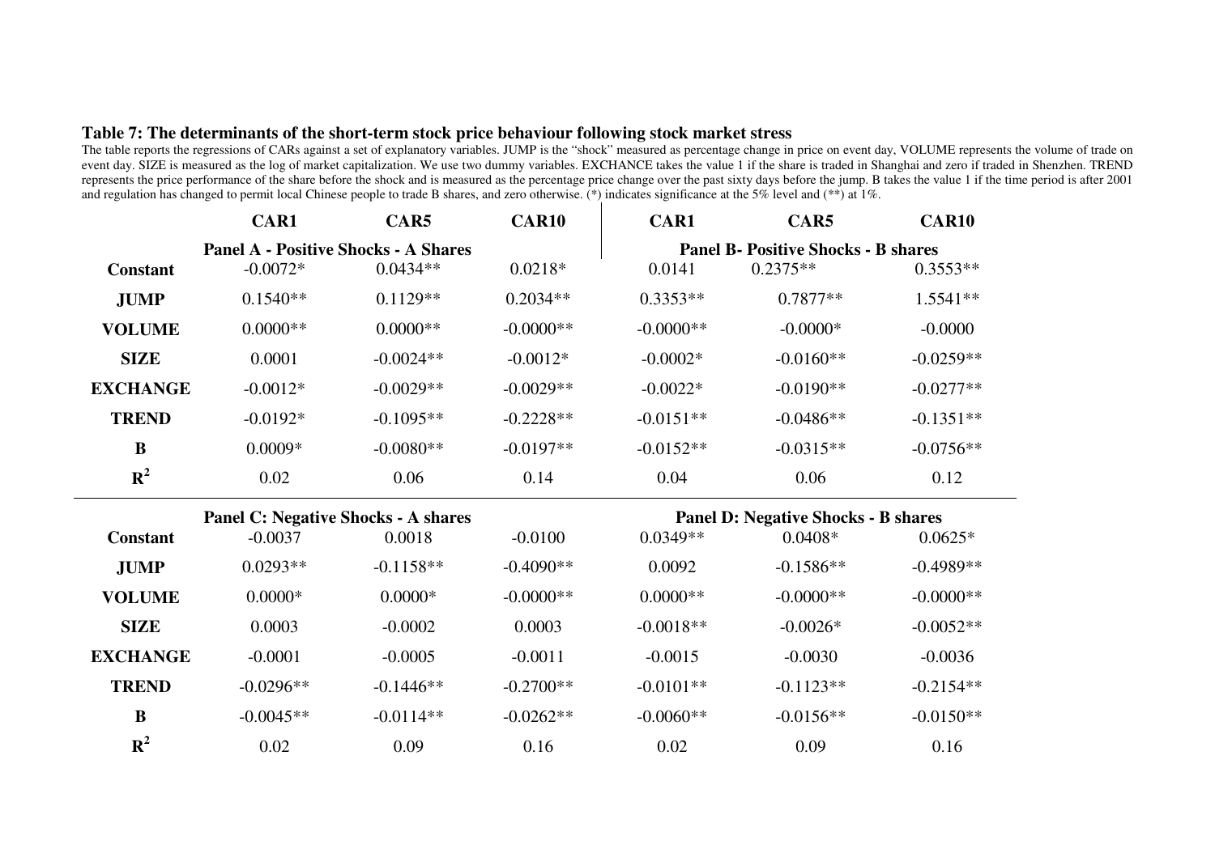**Table 7: The determinants of the short-term stock price behaviour following stock market stress**

The table reports the regressions of CARs against a set of explanatory variables. JUMP is the "shock" measured as percentage change in price on event day, VOLUME represents the volume of trade on event day. SIZE is measured as the log of market capitalization. We use two dummy variables. EXCHANCE takes the value 1 if the share is traded in Shanghai and zero if traded in Shenzhen. TREND represents the price performance of the share before the shock and is measured as the percentage price change over the past sixty days before the jump. B takes the value 1 if the time period is after 2001 and regulation has changed to permit local Chinese people to trade B shares, and zero otherwise. (*) indicates significance at the 5% level and (**) at 1%.

| | CAR1 | CAR5 | CAR10 | CAR1 | CAR5 | CAR10 |
|---|---|---|---|---|---|---|
| | **Panel A - Positive Shocks - A Shares** | | | **Panel B- Positive Shocks - B shares** | | |
| **Constant** | -0.0072* | 0.0434** | 0.0218* | 0.0141 | 0.2375** | 0.3553** |
| **JUMP** | 0.1540** | 0.1129** | 0.2034** | 0.3353** | 0.7877** | 1.5541** |
| **VOLUME** | 0.0000** | 0.0000** | -0.0000** | -0.0000** | -0.0000* | -0.0000 |
| **SIZE** | 0.0001 | -0.0024** | -0.0012* | -0.0002* | -0.0160** | -0.0259** |
| **EXCHANGE** | -0.0012* | -0.0029** | -0.0029** | -0.0022* | -0.0190** | -0.0277** |
| **TREND** | -0.0192* | -0.1095** | -0.2228** | -0.0151** | -0.0486** | -0.1351** |
| **B** | 0.0009* | -0.0080** | -0.0197** | -0.0152** | -0.0315** | -0.0756** |
| **$R^2$** | 0.02 | 0.06 | 0.14 | 0.04 | 0.06 | 0.12 |
| | **Panel C: Negative Shocks - A shares** | | | **Panel D: Negative Shocks - B shares** | | |
| **Constant** | -0.0037 | 0.0018 | -0.0100 | 0.0349** | 0.0408* | 0.0625* |
| **JUMP** | 0.0293** | -0.1158** | -0.4090** | 0.0092 | -0.1586** | -0.4989** |
| **VOLUME** | 0.0000* | 0.0000* | -0.0000** | 0.0000** | -0.0000** | -0.0000** |
| **SIZE** | 0.0003 | -0.0002 | 0.0003 | -0.0018** | -0.0026* | -0.0052** |
| **EXCHANGE** | -0.0001 | -0.0005 | -0.0011 | -0.0015 | -0.0030 | -0.0036 |
| **TREND** | -0.0296** | -0.1446** | -0.2700** | -0.0101** | -0.1123** | -0.2154** |
| **B** | -0.0045** | -0.0114** | -0.0262** | -0.0060** | -0.0156** | -0.0150** |
| **$R^2$** | 0.02 | 0.09 | 0.16 | 0.02 | 0.09 | 0.16 |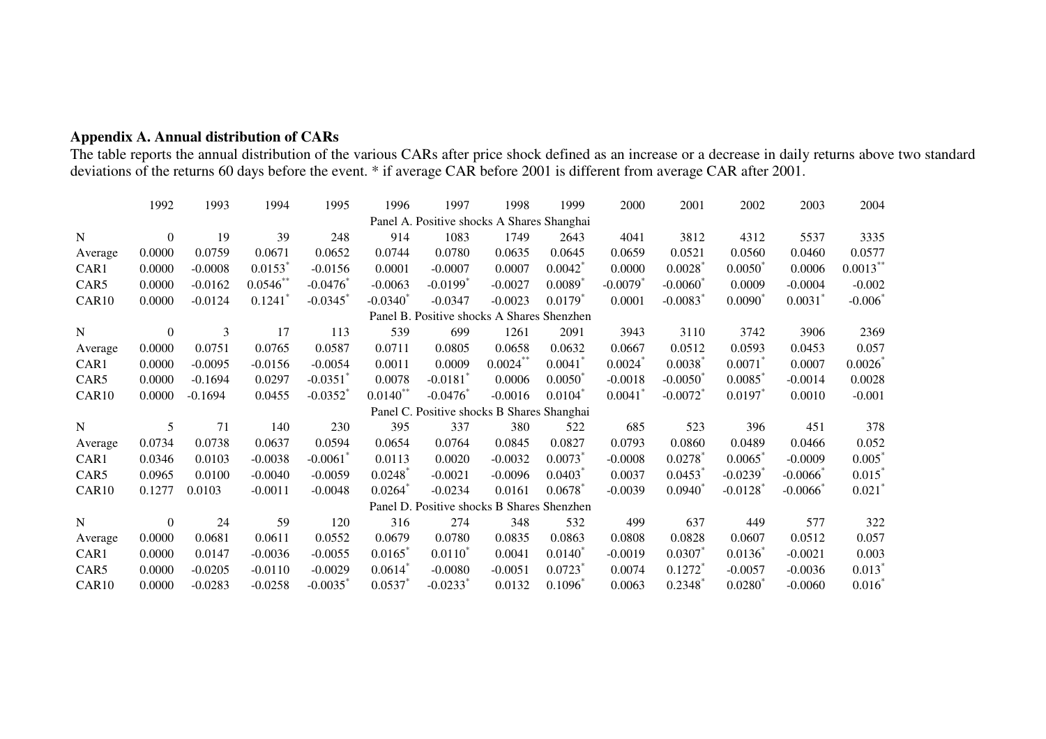**Appendix A. Annual distribution of CARs**

The table reports the annual distribution of the various CARs after price shock defined as an increase or a decrease in daily returns above two standard deviations of the returns 60 days before the event. * if average CAR before 2001 is different from average CAR after 2001.

| | 1992 | 1993 | 1994 | 1995 | 1996 | 1997 | 1998 | 1999 | 2000 | 2001 | 2002 | 2003 | 2004 |
|---|---|---|---|---|---|---|---|---|---|---|---|---|---|
| Panel A. Positive shocks A Shares Shanghai | | | | | | | | | | | | | |
| N | 0 | 19 | 39 | 248 | 914 | 1083 | 1749 | 2643 | 4041 | 3812 | 4312 | 5537 | 3335 |
| Average | 0.0000 | 0.0759 | 0.0671 | 0.0652 | 0.0744 | 0.0780 | 0.0635 | 0.0645 | 0.0659 | 0.0521 | 0.0560 | 0.0460 | 0.0577 |
| CAR1 | 0.0000 | -0.0008 | 0.0153* | -0.0156 | 0.0001 | -0.0007 | 0.0007 | 0.0042* | 0.0000 | 0.0028* | 0.0050* | 0.0006 | 0.0013** |
| CAR5 | 0.0000 | -0.0162 | 0.0546** | -0.0476* | -0.0063 | -0.0199* | -0.0027 | 0.0089* | -0.0079* | -0.0060* | 0.0009 | -0.0004 | -0.002 |
| CAR10 | 0.0000 | -0.0124 | 0.1241* | -0.0345* | -0.0340* | -0.0347 | -0.0023 | 0.0179* | 0.0001 | -0.0083* | 0.0090* | 0.0031* | -0.006* |
| Panel B. Positive shocks A Shares Shenzhen | | | | | | | | | | | | | |
| N | 0 | 3 | 17 | 113 | 539 | 699 | 1261 | 2091 | 3943 | 3110 | 3742 | 3906 | 2369 |
| Average | 0.0000 | 0.0751 | 0.0765 | 0.0587 | 0.0711 | 0.0805 | 0.0658 | 0.0632 | 0.0667 | 0.0512 | 0.0593 | 0.0453 | 0.057 |
| CAR1 | 0.0000 | -0.0095 | -0.0156 | -0.0054 | 0.0011 | 0.0009 | 0.0024** | 0.0041* | 0.0024* | 0.0038* | 0.0071* | 0.0007 | 0.0026* |
| CAR5 | 0.0000 | -0.1694 | 0.0297 | -0.0351* | 0.0078 | -0.0181* | 0.0006 | 0.0050* | -0.0018 | -0.0050* | 0.0085* | -0.0014 | 0.0028 |
| CAR10 | 0.0000 | -0.1694 | 0.0455 | -0.0352* | 0.0140** | -0.0476* | -0.0016 | 0.0104* | 0.0041* | -0.0072* | 0.0197* | 0.0010 | -0.001 |
| Panel C. Positive shocks B Shares Shanghai | | | | | | | | | | | | | |
| N | 5 | 71 | 140 | 230 | 395 | 337 | 380 | 522 | 685 | 523 | 396 | 451 | 378 |
| Average | 0.0734 | 0.0738 | 0.0637 | 0.0594 | 0.0654 | 0.0764 | 0.0845 | 0.0827 | 0.0793 | 0.0860 | 0.0489 | 0.0466 | 0.052 |
| CAR1 | 0.0346 | 0.0103 | -0.0038 | -0.0061* | 0.0113 | 0.0020 | -0.0032 | 0.0073* | -0.0008 | 0.0278* | 0.0065* | -0.0009 | 0.005* |
| CAR5 | 0.0965 | 0.0100 | -0.0040 | -0.0059 | 0.0248* | -0.0021 | -0.0096 | 0.0403* | 0.0037 | 0.0453* | -0.0239* | -0.0066* | 0.015* |
| CAR10 | 0.1277 | 0.0103 | -0.0011 | -0.0048 | 0.0264* | -0.0234 | 0.0161 | 0.0678* | -0.0039 | 0.0940* | -0.0128* | -0.0066* | 0.021* |
| Panel D. Positive shocks B Shares Shenzhen | | | | | | | | | | | | | |
| N | 0 | 24 | 59 | 120 | 316 | 274 | 348 | 532 | 499 | 637 | 449 | 577 | 322 |
| Average | 0.0000 | 0.0681 | 0.0611 | 0.0552 | 0.0679 | 0.0780 | 0.0835 | 0.0863 | 0.0808 | 0.0828 | 0.0607 | 0.0512 | 0.057 |
| CAR1 | 0.0000 | 0.0147 | -0.0036 | -0.0055 | 0.0165* | 0.0110* | 0.0041 | 0.0140* | -0.0019 | 0.0307* | 0.0136* | -0.0021 | 0.003 |
| CAR5 | 0.0000 | -0.0205 | -0.0110 | -0.0029 | 0.0614* | -0.0080 | -0.0051 | 0.0723* | 0.0074 | 0.1272* | -0.0057 | -0.0036 | 0.013* |
| CAR10 | 0.0000 | -0.0283 | -0.0258 | -0.0035* | 0.0537* | -0.0233* | 0.0132 | 0.1096* | 0.0063 | 0.2348* | 0.0280* | -0.0060 | 0.016* |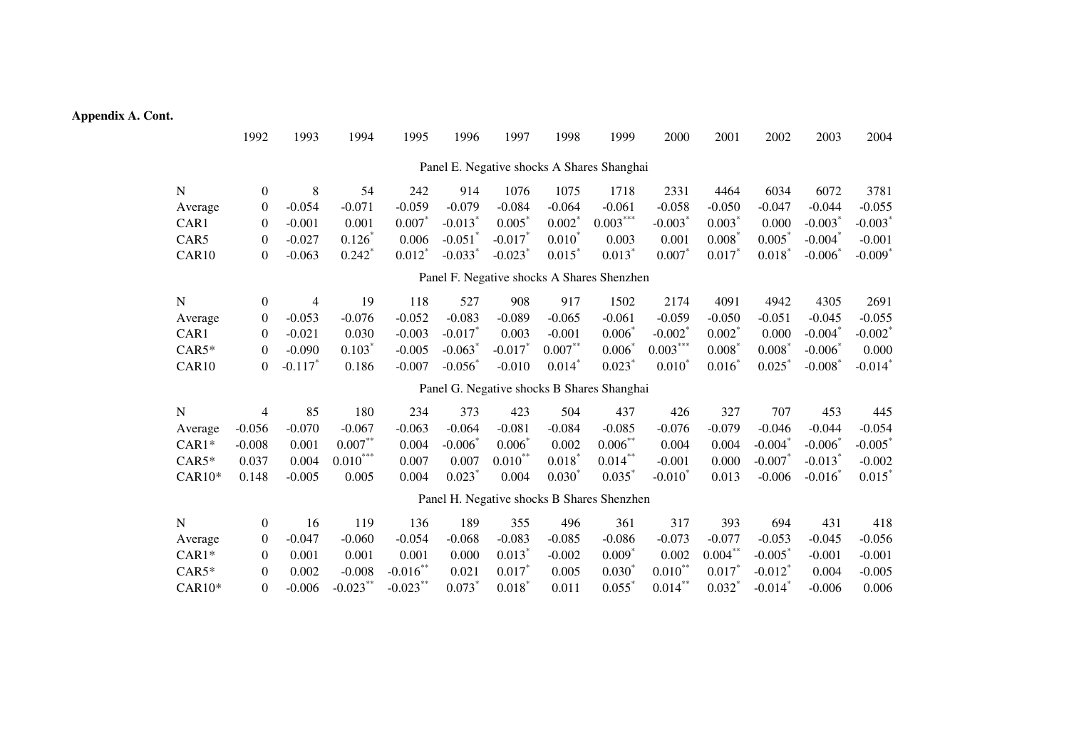**Appendix A. Cont.**

| | 1992 | 1993 | 1994 | 1995 | 1996 | 1997 | 1998 | 1999 | 2000 | 2001 | 2002 | 2003 | 2004 |
|---|---|---|---|---|---|---|---|---|---|---|---|---|---|
| **Panel E. Negative shocks A Shares Shanghai** | | | | | | | | | | | | | |
| N | 0 | 8 | 54 | 242 | 914 | 1076 | 1075 | 1718 | 2331 | 4464 | 6034 | 6072 | 3781 |
| Average | 0 | -0.054 | -0.071 | -0.059 | -0.079 | -0.084 | -0.064 | -0.061 | -0.058 | -0.050 | -0.047 | -0.044 | -0.055 |
| CAR1 | 0 | -0.001 | 0.001 | 0.007* | -0.013* | 0.005* | 0.002* | 0.003*** | -0.003* | 0.003* | 0.000 | -0.003* | -0.003* |
| CAR5 | 0 | -0.027 | 0.126* | 0.006 | -0.051* | -0.017* | 0.010* | 0.003 | 0.001 | 0.008* | 0.005* | -0.004* | -0.001 |
| CAR10 | 0 | -0.063 | 0.242* | 0.012* | -0.033* | -0.023* | 0.015* | 0.013* | 0.007* | 0.017* | 0.018* | -0.006* | -0.009* |
| **Panel F. Negative shocks A Shares Shenzhen** | | | | | | | | | | | | | |
| N | 0 | 4 | 19 | 118 | 527 | 908 | 917 | 1502 | 2174 | 4091 | 4942 | 4305 | 2691 |
| Average | 0 | -0.053 | -0.076 | -0.052 | -0.083 | -0.089 | -0.065 | -0.061 | -0.059 | -0.050 | -0.051 | -0.045 | -0.055 |
| CAR1 | 0 | -0.021 | 0.030 | -0.003 | -0.017* | 0.003 | -0.001 | 0.006* | -0.002* | 0.002* | 0.000 | -0.004* | -0.002* |
| CAR5* | 0 | -0.090 | 0.103* | -0.005 | -0.063* | -0.017* | 0.007** | 0.006* | 0.003*** | 0.008* | 0.008* | -0.006* | 0.000 |
| CAR10 | 0 | -0.117* | 0.186 | -0.007 | -0.056* | -0.010 | 0.014* | 0.023* | 0.010* | 0.016* | 0.025* | -0.008* | -0.014* |
| **Panel G. Negative shocks B Shares Shanghai** | | | | | | | | | | | | | |
| N | 4 | 85 | 180 | 234 | 373 | 423 | 504 | 437 | 426 | 327 | 707 | 453 | 445 |
| Average | -0.056 | -0.070 | -0.067 | -0.063 | -0.064 | -0.081 | -0.084 | -0.085 | -0.076 | -0.079 | -0.046 | -0.044 | -0.054 |
| CAR1* | -0.008 | 0.001 | 0.007** | 0.004 | -0.006* | 0.006* | 0.002 | 0.006** | 0.004 | 0.004 | -0.004* | -0.006* | -0.005* |
| CAR5* | 0.037 | 0.004 | 0.010*** | 0.007 | 0.007 | 0.010** | 0.018* | 0.014** | -0.001 | 0.000 | -0.007* | -0.013* | -0.002 |
| CAR10* | 0.148 | -0.005 | 0.005 | 0.004 | 0.023* | 0.004 | 0.030* | 0.035* | -0.010* | 0.013 | -0.006 | -0.016* | 0.015* |
| **Panel H. Negative shocks B Shares Shenzhen** | | | | | | | | | | | | | |
| N | 0 | 16 | 119 | 136 | 189 | 355 | 496 | 361 | 317 | 393 | 694 | 431 | 418 |
| Average | 0 | -0.047 | -0.060 | -0.054 | -0.068 | -0.083 | -0.085 | -0.086 | -0.073 | -0.077 | -0.053 | -0.045 | -0.056 |
| CAR1* | 0 | 0.001 | 0.001 | 0.001 | 0.000 | 0.013* | -0.002 | 0.009* | 0.002 | 0.004** | -0.005* | -0.001 | -0.001 |
| CAR5* | 0 | 0.002 | -0.008 | -0.016** | 0.021 | 0.017* | 0.005 | 0.030* | 0.010** | 0.017* | -0.012* | 0.004 | -0.005 |
| CAR10* | 0 | -0.006 | -0.023** | -0.023** | 0.073* | 0.018* | 0.011 | 0.055* | 0.014** | 0.032* | -0.014* | -0.006 | 0.006 |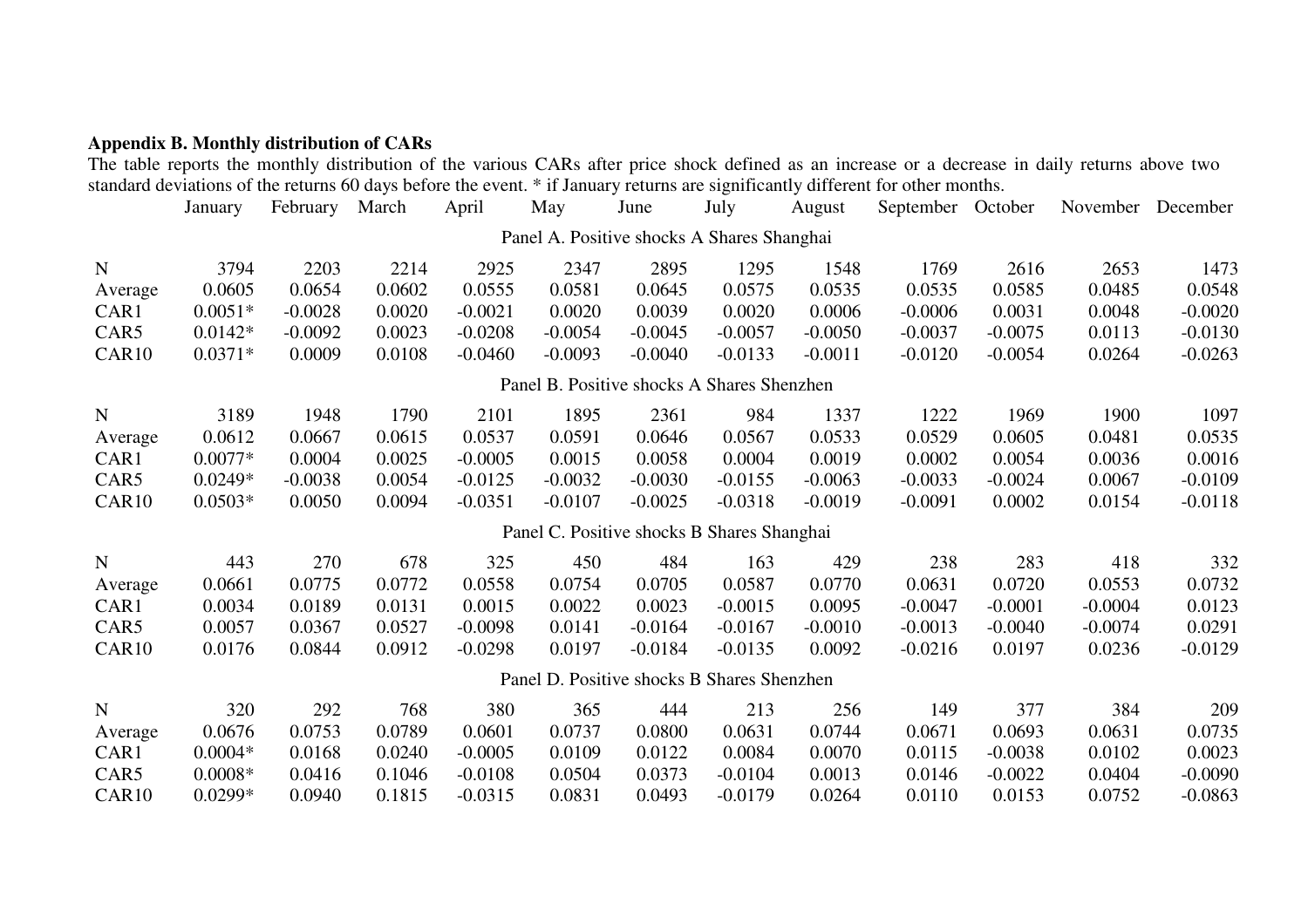**Appendix B. Monthly distribution of CARs**

The table reports the monthly distribution of the various CARs after price shock defined as an increase or a decrease in daily returns above two standard deviations of the returns 60 days before the event. * if January returns are significantly different for other months.

| | January | February | March | April | May | June | July | August | September | October | November | December |
|---|---|---|---|---|---|---|---|---|---|---|---|---|
| **Panel A. Positive shocks A Shares Shanghai** | | | | | | | | | | | | |
| N | 3794 | 2203 | 2214 | 2925 | 2347 | 2895 | 1295 | 1548 | 1769 | 2616 | 2653 | 1473 |
| Average | 0.0605 | 0.0654 | 0.0602 | 0.0555 | 0.0581 | 0.0645 | 0.0575 | 0.0535 | 0.0535 | 0.0585 | 0.0485 | 0.0548 |
| CAR1 | 0.0051* | -0.0028 | 0.0020 | -0.0021 | 0.0020 | 0.0039 | 0.0020 | 0.0006 | -0.0006 | 0.0031 | 0.0048 | -0.0020 |
| CAR5 | 0.0142* | -0.0092 | 0.0023 | -0.0208 | -0.0054 | -0.0045 | -0.0057 | -0.0050 | -0.0037 | -0.0075 | 0.0113 | -0.0130 |
| CAR10 | 0.0371* | 0.0009 | 0.0108 | -0.0460 | -0.0093 | -0.0040 | -0.0133 | -0.0011 | -0.0120 | -0.0054 | 0.0264 | -0.0263 |
| **Panel B. Positive shocks A Shares Shenzhen** | | | | | | | | | | | | |
| N | 3189 | 1948 | 1790 | 2101 | 1895 | 2361 | 984 | 1337 | 1222 | 1969 | 1900 | 1097 |
| Average | 0.0612 | 0.0667 | 0.0615 | 0.0537 | 0.0591 | 0.0646 | 0.0567 | 0.0533 | 0.0529 | 0.0605 | 0.0481 | 0.0535 |
| CAR1 | 0.0077* | 0.0004 | 0.0025 | -0.0005 | 0.0015 | 0.0058 | 0.0004 | 0.0019 | 0.0002 | 0.0054 | 0.0036 | 0.0016 |
| CAR5 | 0.0249* | -0.0038 | 0.0054 | -0.0125 | -0.0032 | -0.0030 | -0.0155 | -0.0063 | -0.0033 | -0.0024 | 0.0067 | -0.0109 |
| CAR10 | 0.0503* | 0.0050 | 0.0094 | -0.0351 | -0.0107 | -0.0025 | -0.0318 | -0.0019 | -0.0091 | 0.0002 | 0.0154 | -0.0118 |
| **Panel C. Positive shocks B Shares Shanghai** | | | | | | | | | | | | |
| N | 443 | 270 | 678 | 325 | 450 | 484 | 163 | 429 | 238 | 283 | 418 | 332 |
| Average | 0.0661 | 0.0775 | 0.0772 | 0.0558 | 0.0754 | 0.0705 | 0.0587 | 0.0770 | 0.0631 | 0.0720 | 0.0553 | 0.0732 |
| CAR1 | 0.0034 | 0.0189 | 0.0131 | 0.0015 | 0.0022 | 0.0023 | -0.0015 | 0.0095 | -0.0047 | -0.0001 | -0.0004 | 0.0123 |
| CAR5 | 0.0057 | 0.0367 | 0.0527 | -0.0098 | 0.0141 | -0.0164 | -0.0167 | -0.0010 | -0.0013 | -0.0040 | -0.0074 | 0.0291 |
| CAR10 | 0.0176 | 0.0844 | 0.0912 | -0.0298 | 0.0197 | -0.0184 | -0.0135 | 0.0092 | -0.0216 | 0.0197 | 0.0236 | -0.0129 |
| **Panel D. Positive shocks B Shares Shenzhen** | | | | | | | | | | | | |
| N | 320 | 292 | 768 | 380 | 365 | 444 | 213 | 256 | 149 | 377 | 384 | 209 |
| Average | 0.0676 | 0.0753 | 0.0789 | 0.0601 | 0.0737 | 0.0800 | 0.0631 | 0.0744 | 0.0671 | 0.0693 | 0.0631 | 0.0735 |
| CAR1 | 0.0004* | 0.0168 | 0.0240 | -0.0005 | 0.0109 | 0.0122 | 0.0084 | 0.0070 | 0.0115 | -0.0038 | 0.0102 | 0.0023 |
| CAR5 | 0.0008* | 0.0416 | 0.1046 | -0.0108 | 0.0504 | 0.0373 | -0.0104 | 0.0013 | 0.0146 | -0.0022 | 0.0404 | -0.0090 |
| CAR10 | 0.0299* | 0.0940 | 0.1815 | -0.0315 | 0.0831 | 0.0493 | -0.0179 | 0.0264 | 0.0110 | 0.0153 | 0.0752 | -0.0863 |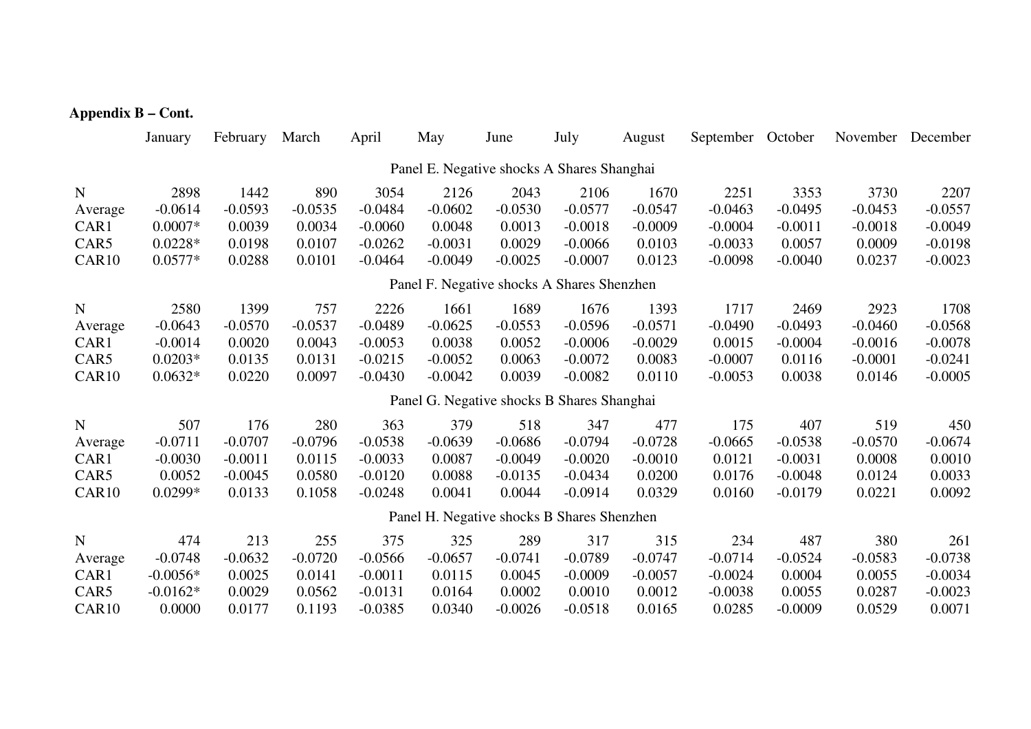**Appendix B – Cont.**

| | January | February | March | April | May | June | July | August | September | October | November | December |
|---|---|---|---|---|---|---|---|---|---|---|---|---|
| | | | | | Panel E. Negative shocks A Shares Shanghai | | | | | | | |
| N | 2898 | 1442 | 890 | 3054 | 2126 | 2043 | 2106 | 1670 | 2251 | 3353 | 3730 | 2207 |
| Average | -0.0614 | -0.0593 | -0.0535 | -0.0484 | -0.0602 | -0.0530 | -0.0577 | -0.0547 | -0.0463 | -0.0495 | -0.0453 | -0.0557 |
| CAR1 | 0.0007* | 0.0039 | 0.0034 | -0.0060 | 0.0048 | 0.0013 | -0.0018 | -0.0009 | -0.0004 | -0.0011 | -0.0018 | -0.0049 |
| CAR5 | 0.0228* | 0.0198 | 0.0107 | -0.0262 | -0.0031 | 0.0029 | -0.0066 | 0.0103 | -0.0033 | 0.0057 | 0.0009 | -0.0198 |
| CAR10 | 0.0577* | 0.0288 | 0.0101 | -0.0464 | -0.0049 | -0.0025 | -0.0007 | 0.0123 | -0.0098 | -0.0040 | 0.0237 | -0.0023 |
| | | | | | Panel F. Negative shocks A Shares Shenzhen | | | | | | | |
| N | 2580 | 1399 | 757 | 2226 | 1661 | 1689 | 1676 | 1393 | 1717 | 2469 | 2923 | 1708 |
| Average | -0.0643 | -0.0570 | -0.0537 | -0.0489 | -0.0625 | -0.0553 | -0.0596 | -0.0571 | -0.0490 | -0.0493 | -0.0460 | -0.0568 |
| CAR1 | -0.0014 | 0.0020 | 0.0043 | -0.0053 | 0.0038 | 0.0052 | -0.0006 | -0.0029 | 0.0015 | -0.0004 | -0.0016 | -0.0078 |
| CAR5 | 0.0203* | 0.0135 | 0.0131 | -0.0215 | -0.0052 | 0.0063 | -0.0072 | 0.0083 | -0.0007 | 0.0116 | -0.0001 | -0.0241 |
| CAR10 | 0.0632* | 0.0220 | 0.0097 | -0.0430 | -0.0042 | 0.0039 | -0.0082 | 0.0110 | -0.0053 | 0.0038 | 0.0146 | -0.0005 |
| | | | | | Panel G. Negative shocks B Shares Shanghai | | | | | | | |
| N | 507 | 176 | 280 | 363 | 379 | 518 | 347 | 477 | 175 | 407 | 519 | 450 |
| Average | -0.0711 | -0.0707 | -0.0796 | -0.0538 | -0.0639 | -0.0686 | -0.0794 | -0.0728 | -0.0665 | -0.0538 | -0.0570 | -0.0674 |
| CAR1 | -0.0030 | -0.0011 | 0.0115 | -0.0033 | 0.0087 | -0.0049 | -0.0020 | -0.0010 | 0.0121 | -0.0031 | 0.0008 | 0.0010 |
| CAR5 | 0.0052 | -0.0045 | 0.0580 | -0.0120 | 0.0088 | -0.0135 | -0.0434 | 0.0200 | 0.0176 | -0.0048 | 0.0124 | 0.0033 |
| CAR10 | 0.0299* | 0.0133 | 0.1058 | -0.0248 | 0.0041 | 0.0044 | -0.0914 | 0.0329 | 0.0160 | -0.0179 | 0.0221 | 0.0092 |
| | | | | | Panel H. Negative shocks B Shares Shenzhen | | | | | | | |
| N | 474 | 213 | 255 | 375 | 325 | 289 | 317 | 315 | 234 | 487 | 380 | 261 |
| Average | -0.0748 | -0.0632 | -0.0720 | -0.0566 | -0.0657 | -0.0741 | -0.0789 | -0.0747 | -0.0714 | -0.0524 | -0.0583 | -0.0738 |
| CAR1 | -0.0056* | 0.0025 | 0.0141 | -0.0011 | 0.0115 | 0.0045 | -0.0009 | -0.0057 | -0.0024 | 0.0004 | 0.0055 | -0.0034 |
| CAR5 | -0.0162* | 0.0029 | 0.0562 | -0.0131 | 0.0164 | 0.0002 | 0.0010 | 0.0012 | -0.0038 | 0.0055 | 0.0287 | -0.0023 |
| CAR10 | 0.0000 | 0.0177 | 0.1193 | -0.0385 | 0.0340 | -0.0026 | -0.0518 | 0.0165 | 0.0285 | -0.0009 | 0.0529 | 0.0071 |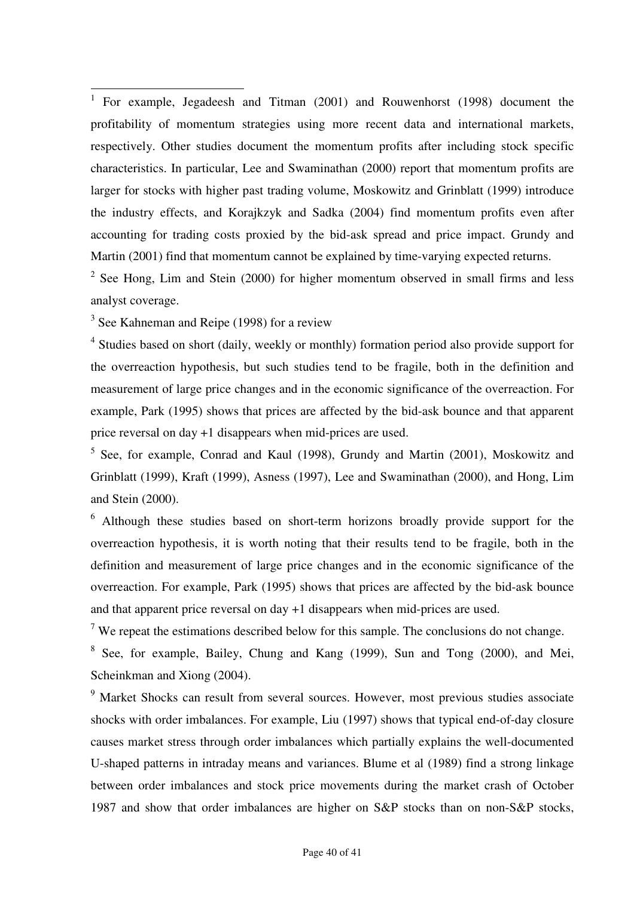[1] For example, Jegadeesh and Titman (2001) and Rouwenhorst (1998) document the profitability of momentum strategies using more recent data and international markets, respectively. Other studies document the momentum profits after including stock specific characteristics. In particular, Lee and Swaminathan (2000) report that momentum profits are larger for stocks with higher past trading volume, Moskowitz and Grinblatt (1999) introduce the industry effects, and Korajkzyk and Sadka (2004) find momentum profits even after accounting for trading costs proxied by the bid-ask spread and price impact. Grundy and Martin (2001) find that momentum cannot be explained by time-varying expected returns.

[2] See Hong, Lim and Stein (2000) for higher momentum observed in small firms and less analyst coverage.

[3] See Kahneman and Reipe (1998) for a review

[4] Studies based on short (daily, weekly or monthly) formation period also provide support for the overreaction hypothesis, but such studies tend to be fragile, both in the definition and measurement of large price changes and in the economic significance of the overreaction. For example, Park (1995) shows that prices are affected by the bid-ask bounce and that apparent price reversal on day +1 disappears when mid-prices are used.

[5] See, for example, Conrad and Kaul (1998), Grundy and Martin (2001), Moskowitz and Grinblatt (1999), Kraft (1999), Asness (1997), Lee and Swaminathan (2000), and Hong, Lim and Stein (2000).

[6] Although these studies based on short-term horizons broadly provide support for the overreaction hypothesis, it is worth noting that their results tend to be fragile, both in the definition and measurement of large price changes and in the economic significance of the overreaction. For example, Park (1995) shows that prices are affected by the bid-ask bounce and that apparent price reversal on day +1 disappears when mid-prices are used.

[7] We repeat the estimations described below for this sample. The conclusions do not change.

[8] See, for example, Bailey, Chung and Kang (1999), Sun and Tong (2000), and Mei, Scheinkman and Xiong (2004).

[9] Market Shocks can result from several sources. However, most previous studies associate shocks with order imbalances. For example, Liu (1997) shows that typical end-of-day closure causes market stress through order imbalances which partially explains the well-documented U-shaped patterns in intraday means and variances. Blume et al (1989) find a strong linkage between order imbalances and stock price movements during the market crash of October 1987 and show that order imbalances are higher on S&P stocks than on non-S&P stocks,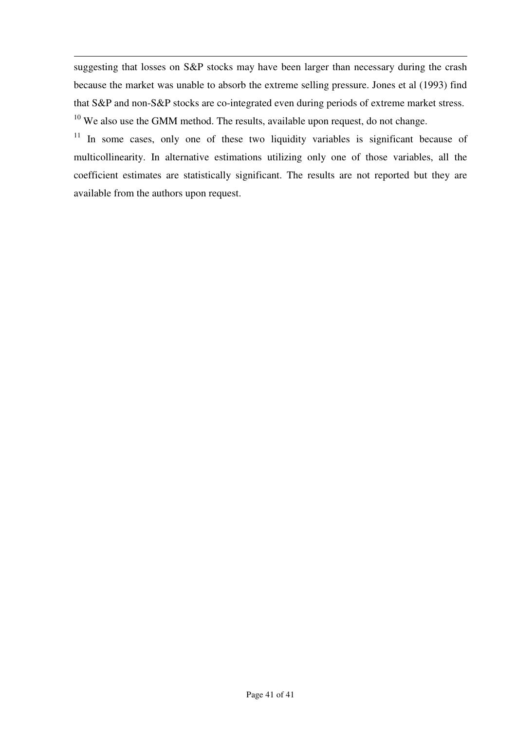suggesting that losses on S&P stocks may have been larger than necessary during the crash because the market was unable to absorb the extreme selling pressure. Jones et al (1993) find that S&P and non-S&P stocks are co-integrated even during periods of extreme market stress.

[10] We also use the GMM method. The results, available upon request, do not change.

[11] In some cases, only one of these two liquidity variables is significant because of multicollinearity. In alternative estimations utilizing only one of those variables, all the coefficient estimates are statistically significant. The results are not reported but they are available from the authors upon request.